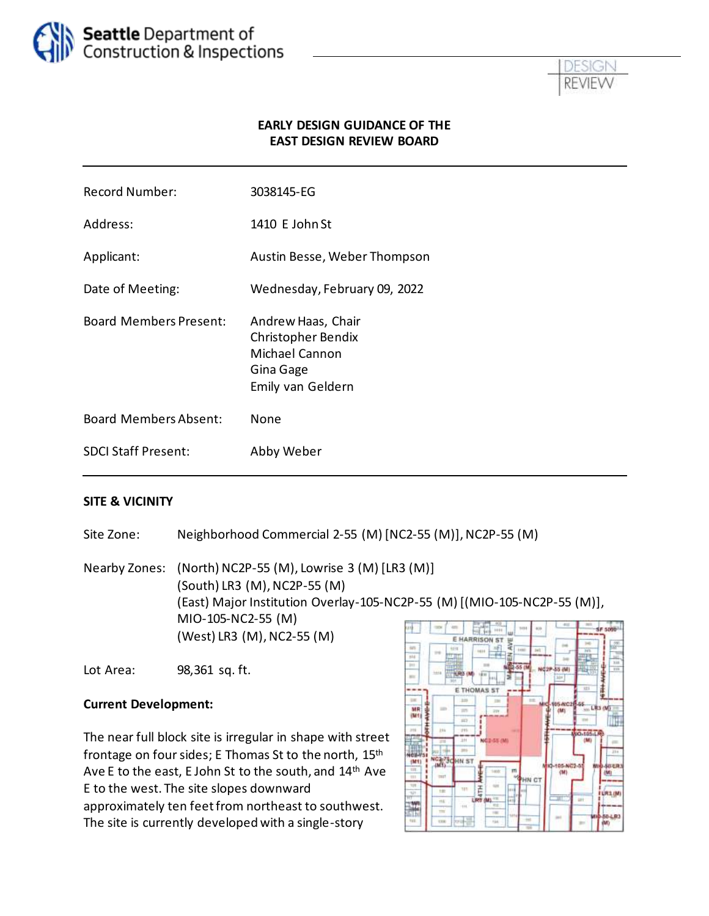Seattle Department of Construction & Inspections

DESIGN REVIEW

**EARLY DESIGN GUIDANCE OF THE EAST DESIGN REVIEW BOARD**

| | |
|---|---|
| Record Number: | 3038145-EG |
| Address: | 1410 E John St |
| Applicant: | Austin Besse, Weber Thompson |
| Date of Meeting: | Wednesday, February 09, 2022 |
| Board Members Present: | Andrew Haas, Chair<br>Christopher Bendix<br>Michael Cannon<br>Gina Gage<br>Emily van Geldern |
| Board Members Absent: | None |
| SDCI Staff Present: | Abby Weber |

## SITE & VICINITY

Site Zone: Neighborhood Commercial 2-55 (M) [NC2-55 (M)], NC2P-55 (M)

Nearby Zones:
(North) NC2P-55 (M), Lowrise 3 (M) [LR3 (M)]
(South) LR3 (M), NC2P-55 (M)
(East) Major Institution Overlay-105-NC2P-55 (M) [(MIO-105-NC2P-55 (M)], MIO-105-NC2-55 (M)
(West) LR3 (M), NC2-55 (M)

Lot Area: 98,361 sq. ft.

**Current Development:**

The near full block site is irregular in shape with street frontage on four sides; E Thomas St to the north, 15th Ave E to the east, E John St to the south, and 14th Ave E to the west. The site slopes downward approximately ten feet from northeast to southwest. The site is currently developed with a single-story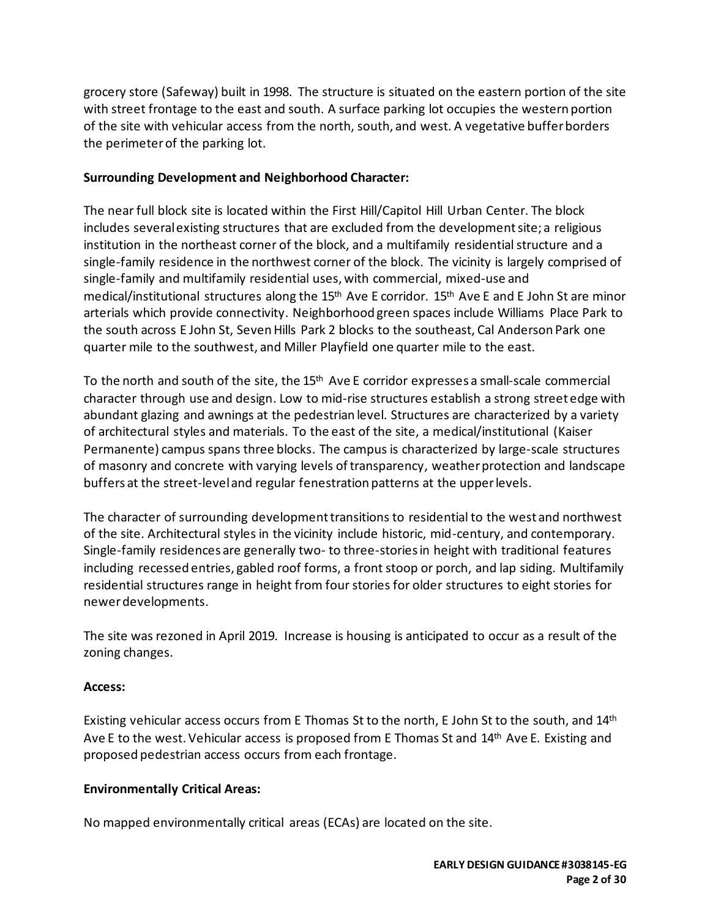grocery store (Safeway) built in 1998. The structure is situated on the eastern portion of the site with street frontage to the east and south. A surface parking lot occupies the western portion of the site with vehicular access from the north, south, and west. A vegetative buffer borders the perimeter of the parking lot.

**Surrounding Development and Neighborhood Character:**

The near full block site is located within the First Hill/Capitol Hill Urban Center. The block includes several existing structures that are excluded from the development site; a religious institution in the northeast corner of the block, and a multifamily residential structure and a single-family residence in the northwest corner of the block. The vicinity is largely comprised of single-family and multifamily residential uses, with commercial, mixed-use and medical/institutional structures along the 15th Ave E corridor. 15th Ave E and E John St are minor arterials which provide connectivity. Neighborhood green spaces include Williams Place Park to the south across E John St, Seven Hills Park 2 blocks to the southeast, Cal Anderson Park one quarter mile to the southwest, and Miller Playfield one quarter mile to the east.

To the north and south of the site, the 15th Ave E corridor expresses a small-scale commercial character through use and design. Low to mid-rise structures establish a strong street edge with abundant glazing and awnings at the pedestrian level. Structures are characterized by a variety of architectural styles and materials. To the east of the site, a medical/institutional (Kaiser Permanente) campus spans three blocks. The campus is characterized by large-scale structures of masonry and concrete with varying levels of transparency, weather protection and landscape buffers at the street-level and regular fenestration patterns at the upper levels.

The character of surrounding development transitions to residential to the west and northwest of the site. Architectural styles in the vicinity include historic, mid-century, and contemporary. Single-family residences are generally two- to three-stories in height with traditional features including recessed entries, gabled roof forms, a front stoop or porch, and lap siding. Multifamily residential structures range in height from four stories for older structures to eight stories for newer developments.

The site was rezoned in April 2019. Increase is housing is anticipated to occur as a result of the zoning changes.

**Access:**

Existing vehicular access occurs from E Thomas St to the north, E John St to the south, and 14th Ave E to the west. Vehicular access is proposed from E Thomas St and 14th Ave E. Existing and proposed pedestrian access occurs from each frontage.

**Environmentally Critical Areas:**

No mapped environmentally critical areas (ECAs) are located on the site.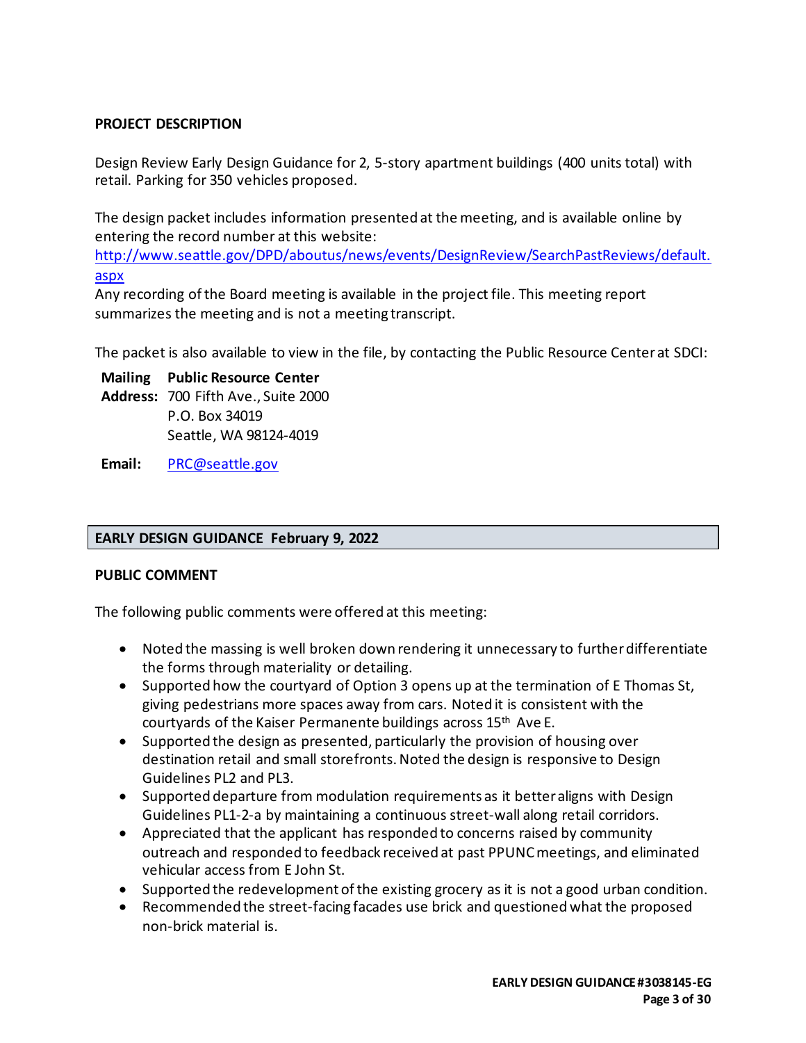## PROJECT DESCRIPTION

Design Review Early Design Guidance for 2, 5-story apartment buildings (400 units total) with retail. Parking for 350 vehicles proposed.

The design packet includes information presented at the meeting, and is available online by entering the record number at this website:
[http://www.seattle.gov/DPD/aboutus/news/events/DesignReview/SearchPastReviews/default.aspx](http://www.seattle.gov/DPD/aboutus/news/events/DesignReview/SearchPastReviews/default.aspx)
Any recording of the Board meeting is available in the project file. This meeting report summarizes the meeting and is not a meeting transcript.

The packet is also available to view in the file, by contacting the Public Resource Center at SDCI:

**Mailing Address:** **Public Resource Center**
700 Fifth Ave., Suite 2000
P.O. Box 34019
Seattle, WA 98124-4019

**Email:** [PRC@seattle.gov](mailto:PRC@seattle.gov)

## EARLY DESIGN GUIDANCE February 9, 2022

### PUBLIC COMMENT

The following public comments were offered at this meeting:

- Noted the massing is well broken down rendering it unnecessary to further differentiate the forms through materiality or detailing.
- Supported how the courtyard of Option 3 opens up at the termination of E Thomas St, giving pedestrians more spaces away from cars. Noted it is consistent with the courtyards of the Kaiser Permanente buildings across 15th Ave E.
- Supported the design as presented, particularly the provision of housing over destination retail and small storefronts. Noted the design is responsive to Design Guidelines PL2 and PL3.
- Supported departure from modulation requirements as it better aligns with Design Guidelines PL1-2-a by maintaining a continuous street-wall along retail corridors.
- Appreciated that the applicant has responded to concerns raised by community outreach and responded to feedback received at past PPUNC meetings, and eliminated vehicular access from E John St.
- Supported the redevelopment of the existing grocery as it is not a good urban condition.
- Recommended the street-facing facades use brick and questioned what the proposed non-brick material is.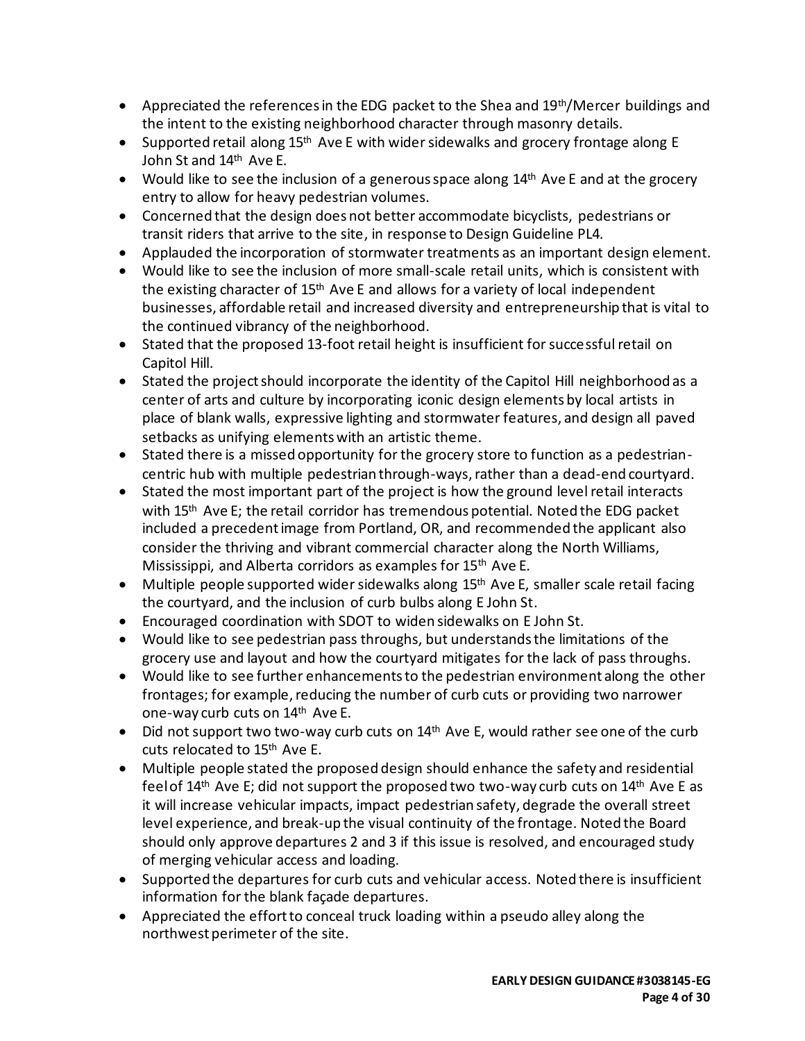- Appreciated the references in the EDG packet to the Shea and 19th/Mercer buildings and the intent to the existing neighborhood character through masonry details.
- Supported retail along 15th Ave E with wider sidewalks and grocery frontage along E John St and 14th Ave E.
- Would like to see the inclusion of a generous space along 14th Ave E and at the grocery entry to allow for heavy pedestrian volumes.
- Concerned that the design does not better accommodate bicyclists, pedestrians or transit riders that arrive to the site, in response to Design Guideline PL4.
- Applauded the incorporation of stormwater treatments as an important design element.
- Would like to see the inclusion of more small-scale retail units, which is consistent with the existing character of 15th Ave E and allows for a variety of local independent businesses, affordable retail and increased diversity and entrepreneurship that is vital to the continued vibrancy of the neighborhood.
- Stated that the proposed 13-foot retail height is insufficient for successful retail on Capitol Hill.
- Stated the project should incorporate the identity of the Capitol Hill neighborhood as a center of arts and culture by incorporating iconic design elements by local artists in place of blank walls, expressive lighting and stormwater features, and design all paved setbacks as unifying elements with an artistic theme.
- Stated there is a missed opportunity for the grocery store to function as a pedestrian-centric hub with multiple pedestrian through-ways, rather than a dead-end courtyard.
- Stated the most important part of the project is how the ground level retail interacts with 15th Ave E; the retail corridor has tremendous potential. Noted the EDG packet included a precedent image from Portland, OR, and recommended the applicant also consider the thriving and vibrant commercial character along the North Williams, Mississippi, and Alberta corridors as examples for 15th Ave E.
- Multiple people supported wider sidewalks along 15th Ave E, smaller scale retail facing the courtyard, and the inclusion of curb bulbs along E John St.
- Encouraged coordination with SDOT to widen sidewalks on E John St.
- Would like to see pedestrian pass throughs, but understands the limitations of the grocery use and layout and how the courtyard mitigates for the lack of pass throughs.
- Would like to see further enhancements to the pedestrian environment along the other frontages; for example, reducing the number of curb cuts or providing two narrower one-way curb cuts on 14th Ave E.
- Did not support two two-way curb cuts on 14th Ave E, would rather see one of the curb cuts relocated to 15th Ave E.
- Multiple people stated the proposed design should enhance the safety and residential feel of 14th Ave E; did not support the proposed two two-way curb cuts on 14th Ave E as it will increase vehicular impacts, impact pedestrian safety, degrade the overall street level experience, and break-up the visual continuity of the frontage. Noted the Board should only approve departures 2 and 3 if this issue is resolved, and encouraged study of merging vehicular access and loading.
- Supported the departures for curb cuts and vehicular access. Noted there is insufficient information for the blank façade departures.
- Appreciated the effort to conceal truck loading within a pseudo alley along the northwest perimeter of the site.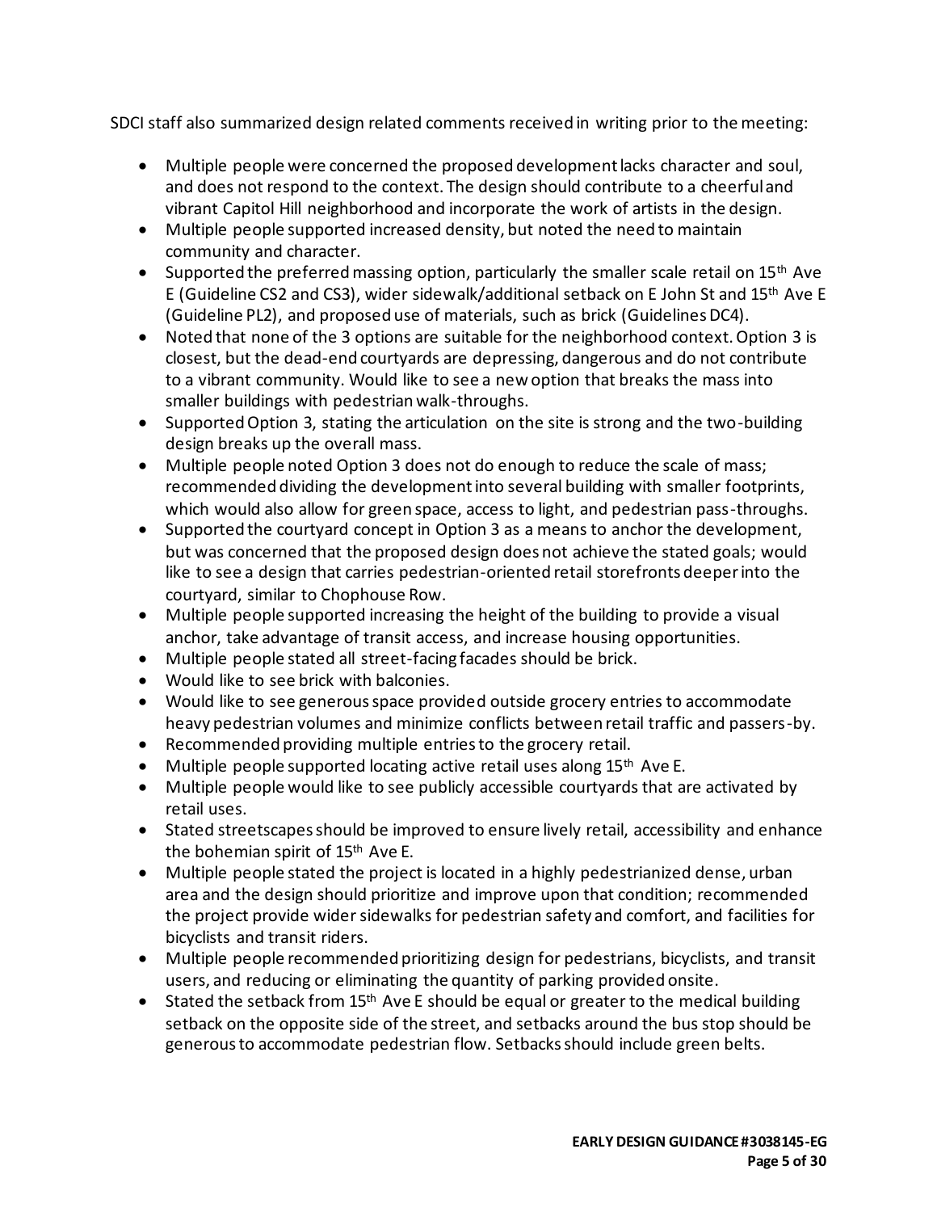SDCI staff also summarized design related comments received in writing prior to the meeting:

- Multiple people were concerned the proposed development lacks character and soul, and does not respond to the context. The design should contribute to a cheerful and vibrant Capitol Hill neighborhood and incorporate the work of artists in the design.
- Multiple people supported increased density, but noted the need to maintain community and character.
- Supported the preferred massing option, particularly the smaller scale retail on 15th Ave E (Guideline CS2 and CS3), wider sidewalk/additional setback on E John St and 15th Ave E (Guideline PL2), and proposed use of materials, such as brick (Guidelines DC4).
- Noted that none of the 3 options are suitable for the neighborhood context. Option 3 is closest, but the dead-end courtyards are depressing, dangerous and do not contribute to a vibrant community. Would like to see a new option that breaks the mass into smaller buildings with pedestrian walk-throughs.
- Supported Option 3, stating the articulation on the site is strong and the two-building design breaks up the overall mass.
- Multiple people noted Option 3 does not do enough to reduce the scale of mass; recommended dividing the development into several building with smaller footprints, which would also allow for green space, access to light, and pedestrian pass-throughs.
- Supported the courtyard concept in Option 3 as a means to anchor the development, but was concerned that the proposed design does not achieve the stated goals; would like to see a design that carries pedestrian-oriented retail storefronts deeper into the courtyard, similar to Chophouse Row.
- Multiple people supported increasing the height of the building to provide a visual anchor, take advantage of transit access, and increase housing opportunities.
- Multiple people stated all street-facing facades should be brick.
- Would like to see brick with balconies.
- Would like to see generous space provided outside grocery entries to accommodate heavy pedestrian volumes and minimize conflicts between retail traffic and passers-by.
- Recommended providing multiple entries to the grocery retail.
- Multiple people supported locating active retail uses along 15th Ave E.
- Multiple people would like to see publicly accessible courtyards that are activated by retail uses.
- Stated streetscapes should be improved to ensure lively retail, accessibility and enhance the bohemian spirit of 15th Ave E.
- Multiple people stated the project is located in a highly pedestrianized dense, urban area and the design should prioritize and improve upon that condition; recommended the project provide wider sidewalks for pedestrian safety and comfort, and facilities for bicyclists and transit riders.
- Multiple people recommended prioritizing design for pedestrians, bicyclists, and transit users, and reducing or eliminating the quantity of parking provided onsite.
- Stated the setback from 15th Ave E should be equal or greater to the medical building setback on the opposite side of the street, and setbacks around the bus stop should be generous to accommodate pedestrian flow. Setbacks should include green belts.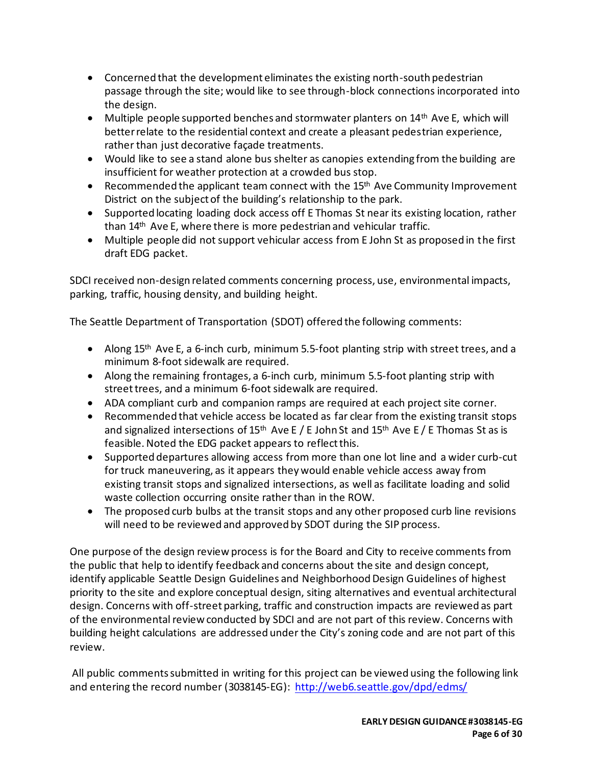- Concerned that the development eliminates the existing north-south pedestrian passage through the site; would like to see through-block connections incorporated into the design.
- Multiple people supported benches and stormwater planters on 14th Ave E, which will better relate to the residential context and create a pleasant pedestrian experience, rather than just decorative façade treatments.
- Would like to see a stand alone bus shelter as canopies extending from the building are insufficient for weather protection at a crowded bus stop.
- Recommended the applicant team connect with the 15th Ave Community Improvement District on the subject of the building's relationship to the park.
- Supported locating loading dock access off E Thomas St near its existing location, rather than 14th Ave E, where there is more pedestrian and vehicular traffic.
- Multiple people did not support vehicular access from E John St as proposed in the first draft EDG packet.

SDCI received non-design related comments concerning process, use, environmental impacts, parking, traffic, housing density, and building height.

The Seattle Department of Transportation (SDOT) offered the following comments:

- Along 15th Ave E, a 6-inch curb, minimum 5.5-foot planting strip with street trees, and a minimum 8-foot sidewalk are required.
- Along the remaining frontages, a 6-inch curb, minimum 5.5-foot planting strip with street trees, and a minimum 6-foot sidewalk are required.
- ADA compliant curb and companion ramps are required at each project site corner.
- Recommended that vehicle access be located as far clear from the existing transit stops and signalized intersections of 15th Ave E / E John St and 15th Ave E / E Thomas St as is feasible. Noted the EDG packet appears to reflect this.
- Supported departures allowing access from more than one lot line and a wider curb-cut for truck maneuvering, as it appears they would enable vehicle access away from existing transit stops and signalized intersections, as well as facilitate loading and solid waste collection occurring onsite rather than in the ROW.
- The proposed curb bulbs at the transit stops and any other proposed curb line revisions will need to be reviewed and approved by SDOT during the SIP process.

One purpose of the design review process is for the Board and City to receive comments from the public that help to identify feedback and concerns about the site and design concept, identify applicable Seattle Design Guidelines and Neighborhood Design Guidelines of highest priority to the site and explore conceptual design, siting alternatives and eventual architectural design. Concerns with off-street parking, traffic and construction impacts are reviewed as part of the environmental review conducted by SDCI and are not part of this review. Concerns with building height calculations are addressed under the City's zoning code and are not part of this review.

All public comments submitted in writing for this project can be viewed using the following link and entering the record number (3038145-EG): http://web6.seattle.gov/dpd/edms/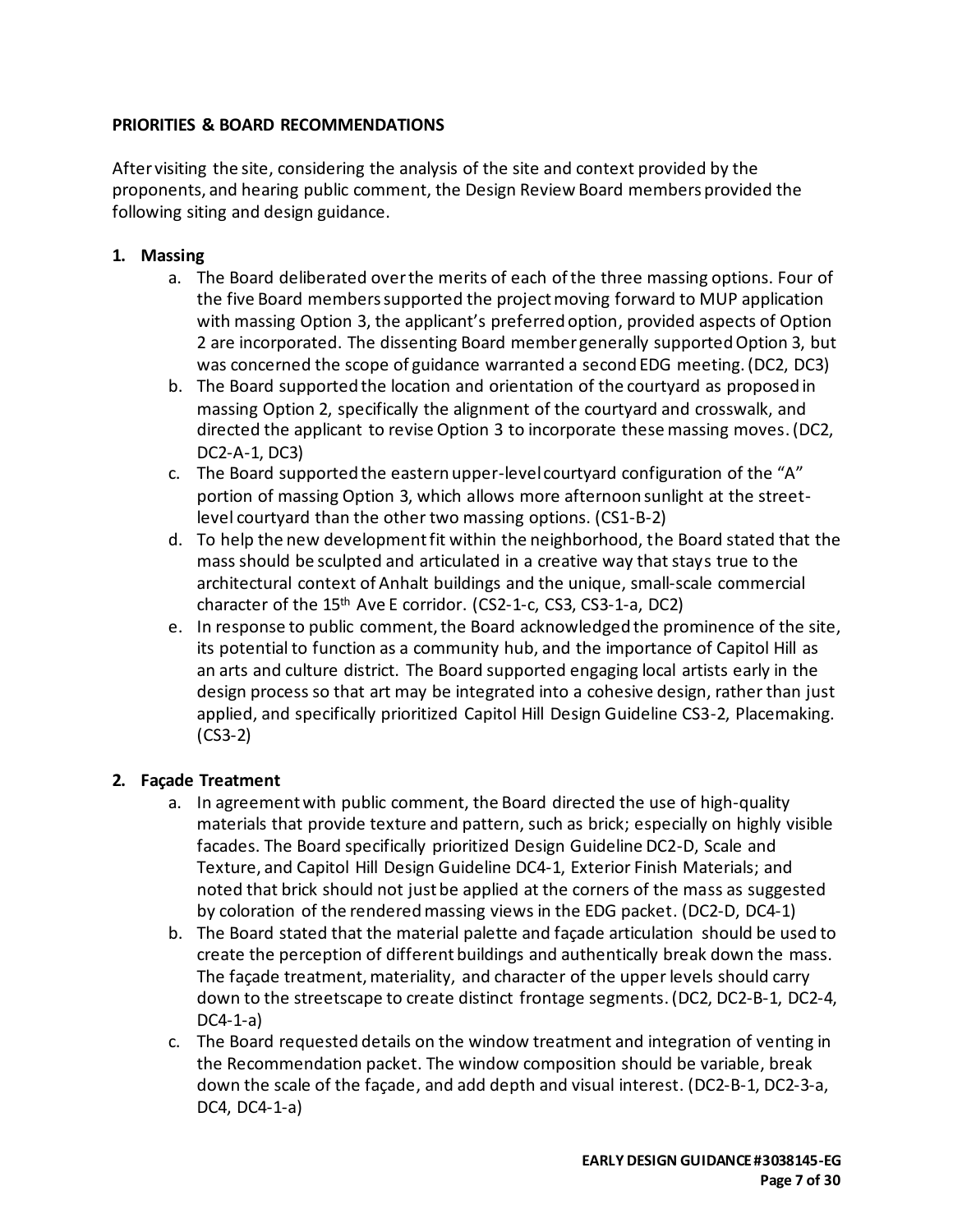**PRIORITIES & BOARD RECOMMENDATIONS**

After visiting the site, considering the analysis of the site and context provided by the proponents, and hearing public comment, the Design Review Board members provided the following siting and design guidance.

**1. Massing**

a. The Board deliberated over the merits of each of the three massing options. Four of the five Board members supported the project moving forward to MUP application with massing Option 3, the applicant's preferred option, provided aspects of Option 2 are incorporated. The dissenting Board member generally supported Option 3, but was concerned the scope of guidance warranted a second EDG meeting. (DC2, DC3)

b. The Board supported the location and orientation of the courtyard as proposed in massing Option 2, specifically the alignment of the courtyard and crosswalk, and directed the applicant to revise Option 3 to incorporate these massing moves. (DC2, DC2-A-1, DC3)

c. The Board supported the eastern upper-level courtyard configuration of the "A" portion of massing Option 3, which allows more afternoon sunlight at the street-level courtyard than the other two massing options. (CS1-B-2)

d. To help the new development fit within the neighborhood, the Board stated that the mass should be sculpted and articulated in a creative way that stays true to the architectural context of Anhalt buildings and the unique, small-scale commercial character of the 15th Ave E corridor. (CS2-1-c, CS3, CS3-1-a, DC2)

e. In response to public comment, the Board acknowledged the prominence of the site, its potential to function as a community hub, and the importance of Capitol Hill as an arts and culture district. The Board supported engaging local artists early in the design process so that art may be integrated into a cohesive design, rather than just applied, and specifically prioritized Capitol Hill Design Guideline CS3-2, Placemaking. (CS3-2)

**2. Façade Treatment**

a. In agreement with public comment, the Board directed the use of high-quality materials that provide texture and pattern, such as brick; especially on highly visible facades. The Board specifically prioritized Design Guideline DC2-D, Scale and Texture, and Capitol Hill Design Guideline DC4-1, Exterior Finish Materials; and noted that brick should not just be applied at the corners of the mass as suggested by coloration of the rendered massing views in the EDG packet. (DC2-D, DC4-1)

b. The Board stated that the material palette and façade articulation should be used to create the perception of different buildings and authentically break down the mass. The façade treatment, materiality, and character of the upper levels should carry down to the streetscape to create distinct frontage segments. (DC2, DC2-B-1, DC2-4, DC4-1-a)

c. The Board requested details on the window treatment and integration of venting in the Recommendation packet. The window composition should be variable, break down the scale of the façade, and add depth and visual interest. (DC2-B-1, DC2-3-a, DC4, DC4-1-a)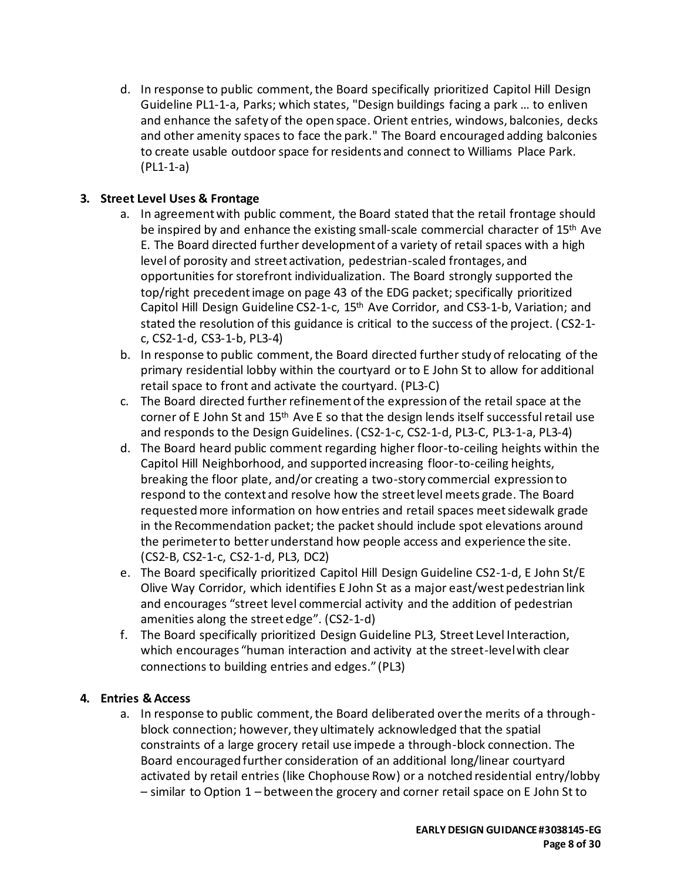d. In response to public comment, the Board specifically prioritized Capitol Hill Design Guideline PL1-1-a, Parks; which states, "Design buildings facing a park … to enliven and enhance the safety of the open space. Orient entries, windows, balconies, decks and other amenity spaces to face the park." The Board encouraged adding balconies to create usable outdoor space for residents and connect to Williams Place Park. (PL1-1-a)

### 3. Street Level Uses & Frontage

a. In agreement with public comment, the Board stated that the retail frontage should be inspired by and enhance the existing small-scale commercial character of 15th Ave E. The Board directed further development of a variety of retail spaces with a high level of porosity and street activation, pedestrian-scaled frontages, and opportunities for storefront individualization. The Board strongly supported the top/right precedent image on page 43 of the EDG packet; specifically prioritized Capitol Hill Design Guideline CS2-1-c, 15th Ave Corridor, and CS3-1-b, Variation; and stated the resolution of this guidance is critical to the success of the project. (CS2-1-c, CS2-1-d, CS3-1-b, PL3-4)

b. In response to public comment, the Board directed further study of relocating of the primary residential lobby within the courtyard or to E John St to allow for additional retail space to front and activate the courtyard. (PL3-C)

c. The Board directed further refinement of the expression of the retail space at the corner of E John St and 15th Ave E so that the design lends itself successful retail use and responds to the Design Guidelines. (CS2-1-c, CS2-1-d, PL3-C, PL3-1-a, PL3-4)

d. The Board heard public comment regarding higher floor-to-ceiling heights within the Capitol Hill Neighborhood, and supported increasing floor-to-ceiling heights, breaking the floor plate, and/or creating a two-story commercial expression to respond to the context and resolve how the street level meets grade. The Board requested more information on how entries and retail spaces meet sidewalk grade in the Recommendation packet; the packet should include spot elevations around the perimeter to better understand how people access and experience the site. (CS2-B, CS2-1-c, CS2-1-d, PL3, DC2)

e. The Board specifically prioritized Capitol Hill Design Guideline CS2-1-d, E John St/E Olive Way Corridor, which identifies E John St as a major east/west pedestrian link and encourages "street level commercial activity and the addition of pedestrian amenities along the street edge". (CS2-1-d)

f. The Board specifically prioritized Design Guideline PL3, Street Level Interaction, which encourages "human interaction and activity at the street-level with clear connections to building entries and edges." (PL3)

### 4. Entries & Access

a. In response to public comment, the Board deliberated over the merits of a through-block connection; however, they ultimately acknowledged that the spatial constraints of a large grocery retail use impede a through-block connection. The Board encouraged further consideration of an additional long/linear courtyard activated by retail entries (like Chophouse Row) or a notched residential entry/lobby – similar to Option 1 – between the grocery and corner retail space on E John St to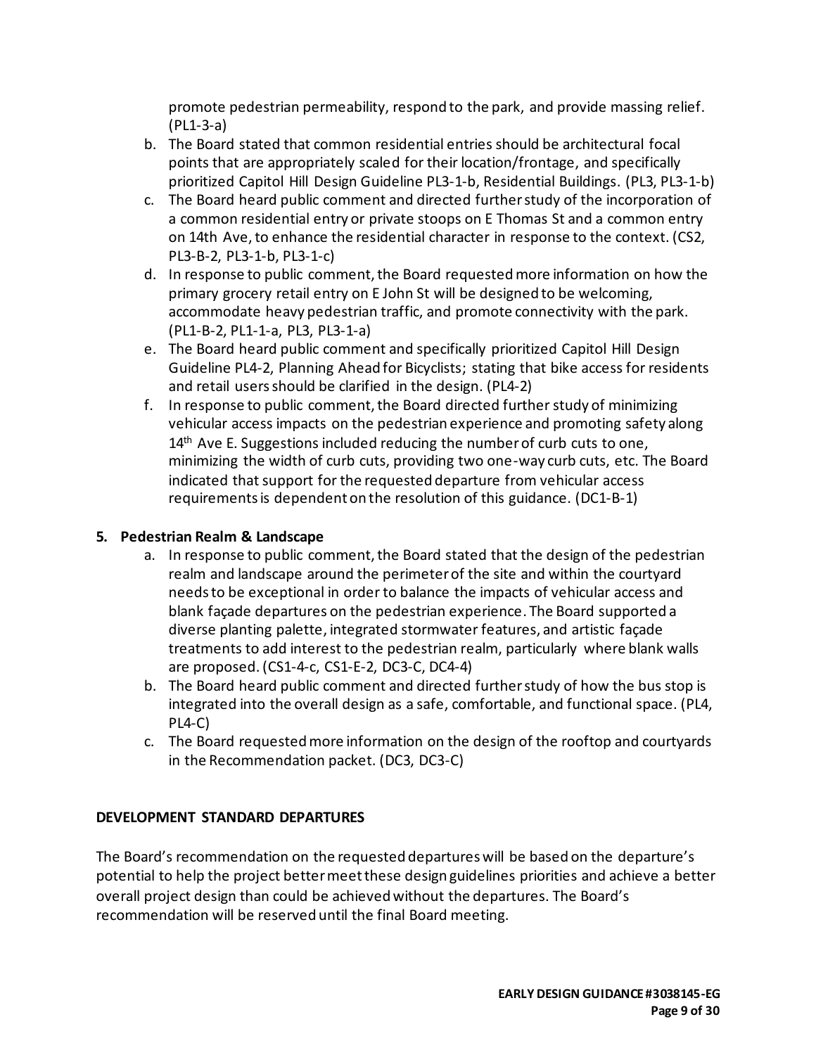promote pedestrian permeability, respond to the park, and provide massing relief. (PL1-3-a)

b. The Board stated that common residential entries should be architectural focal points that are appropriately scaled for their location/frontage, and specifically prioritized Capitol Hill Design Guideline PL3-1-b, Residential Buildings. (PL3, PL3-1-b)
c. The Board heard public comment and directed further study of the incorporation of a common residential entry or private stoops on E Thomas St and a common entry on 14th Ave, to enhance the residential character in response to the context. (CS2, PL3-B-2, PL3-1-b, PL3-1-c)
d. In response to public comment, the Board requested more information on how the primary grocery retail entry on E John St will be designed to be welcoming, accommodate heavy pedestrian traffic, and promote connectivity with the park. (PL1-B-2, PL1-1-a, PL3, PL3-1-a)
e. The Board heard public comment and specifically prioritized Capitol Hill Design Guideline PL4-2, Planning Ahead for Bicyclists; stating that bike access for residents and retail users should be clarified in the design. (PL4-2)
f. In response to public comment, the Board directed further study of minimizing vehicular access impacts on the pedestrian experience and promoting safety along 14th Ave E. Suggestions included reducing the number of curb cuts to one, minimizing the width of curb cuts, providing two one-way curb cuts, etc. The Board indicated that support for the requested departure from vehicular access requirements is dependent on the resolution of this guidance. (DC1-B-1)

**5. Pedestrian Realm & Landscape**

a. In response to public comment, the Board stated that the design of the pedestrian realm and landscape around the perimeter of the site and within the courtyard needs to be exceptional in order to balance the impacts of vehicular access and blank façade departures on the pedestrian experience. The Board supported a diverse planting palette, integrated stormwater features, and artistic façade treatments to add interest to the pedestrian realm, particularly where blank walls are proposed. (CS1-4-c, CS1-E-2, DC3-C, DC4-4)
b. The Board heard public comment and directed further study of how the bus stop is integrated into the overall design as a safe, comfortable, and functional space. (PL4, PL4-C)
c. The Board requested more information on the design of the rooftop and courtyards in the Recommendation packet. (DC3, DC3-C)

## DEVELOPMENT STANDARD DEPARTURES

The Board's recommendation on the requested departures will be based on the departure's potential to help the project better meet these design guidelines priorities and achieve a better overall project design than could be achieved without the departures. The Board's recommendation will be reserved until the final Board meeting.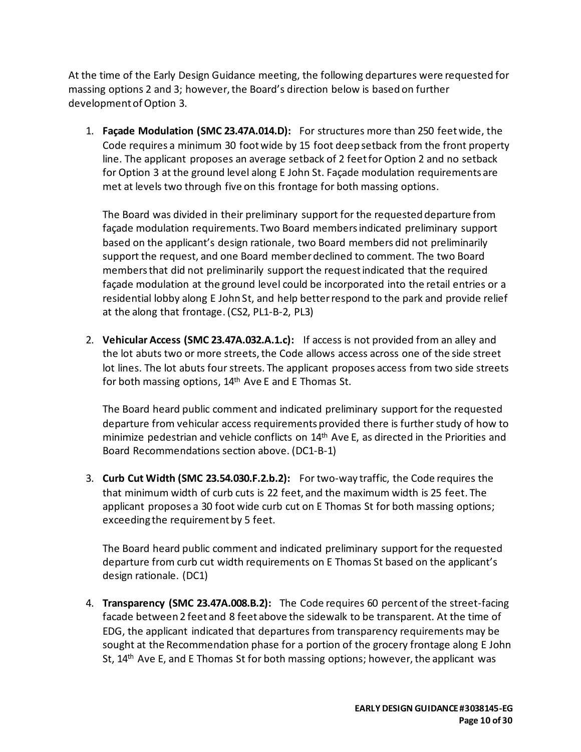At the time of the Early Design Guidance meeting, the following departures were requested for massing options 2 and 3; however, the Board's direction below is based on further development of Option 3.

1. **Façade Modulation (SMC 23.47A.014.D):** For structures more than 250 feet wide, the Code requires a minimum 30 foot wide by 15 foot deep setback from the front property line. The applicant proposes an average setback of 2 feet for Option 2 and no setback for Option 3 at the ground level along E John St. Façade modulation requirements are met at levels two through five on this frontage for both massing options.

   The Board was divided in their preliminary support for the requested departure from façade modulation requirements. Two Board members indicated preliminary support based on the applicant's design rationale, two Board members did not preliminarily support the request, and one Board member declined to comment. The two Board members that did not preliminarily support the request indicated that the required façade modulation at the ground level could be incorporated into the retail entries or a residential lobby along E John St, and help better respond to the park and provide relief at the along that frontage. (CS2, PL1-B-2, PL3)

2. **Vehicular Access (SMC 23.47A.032.A.1.c):** If access is not provided from an alley and the lot abuts two or more streets, the Code allows access across one of the side street lot lines. The lot abuts four streets. The applicant proposes access from two side streets for both massing options, 14th Ave E and E Thomas St.

   The Board heard public comment and indicated preliminary support for the requested departure from vehicular access requirements provided there is further study of how to minimize pedestrian and vehicle conflicts on 14th Ave E, as directed in the Priorities and Board Recommendations section above. (DC1-B-1)

3. **Curb Cut Width (SMC 23.54.030.F.2.b.2):** For two-way traffic, the Code requires the that minimum width of curb cuts is 22 feet, and the maximum width is 25 feet. The applicant proposes a 30 foot wide curb cut on E Thomas St for both massing options; exceeding the requirement by 5 feet.

   The Board heard public comment and indicated preliminary support for the requested departure from curb cut width requirements on E Thomas St based on the applicant's design rationale. (DC1)

4. **Transparency (SMC 23.47A.008.B.2):** The Code requires 60 percent of the street-facing facade between 2 feet and 8 feet above the sidewalk to be transparent. At the time of EDG, the applicant indicated that departures from transparency requirements may be sought at the Recommendation phase for a portion of the grocery frontage along E John St, 14th Ave E, and E Thomas St for both massing options; however, the applicant was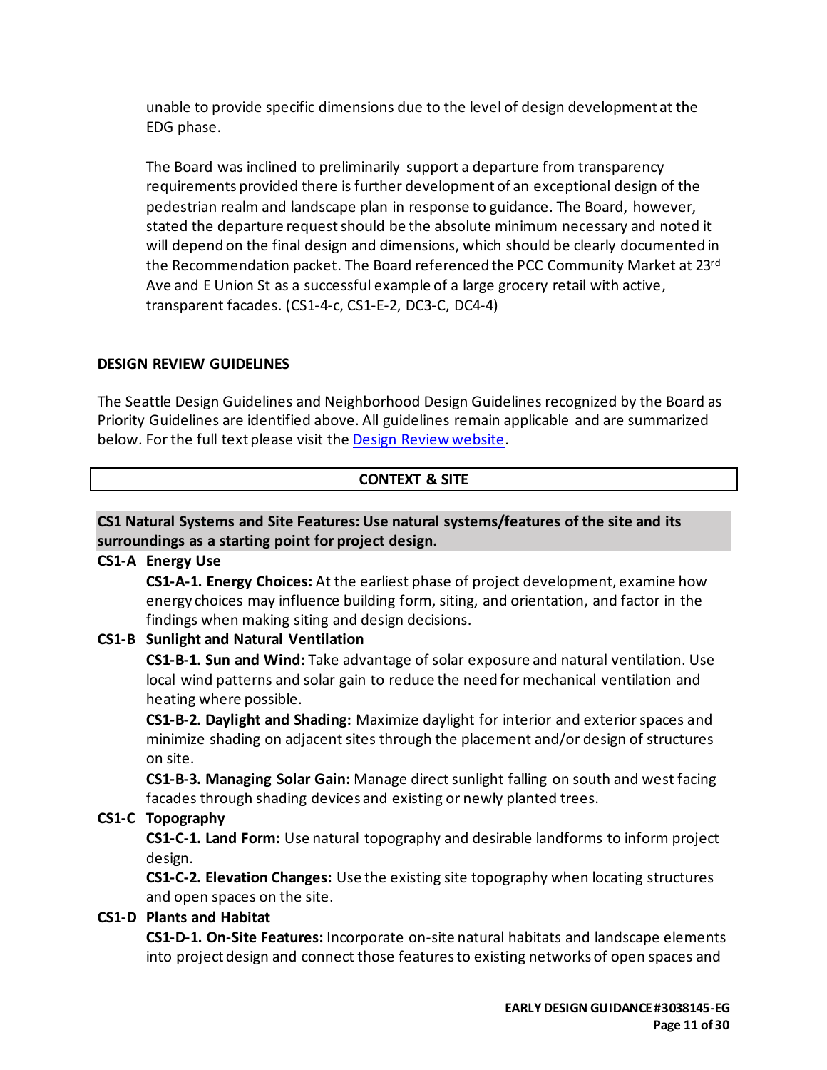unable to provide specific dimensions due to the level of design development at the EDG phase.

The Board was inclined to preliminarily support a departure from transparency requirements provided there is further development of an exceptional design of the pedestrian realm and landscape plan in response to guidance. The Board, however, stated the departure request should be the absolute minimum necessary and noted it will depend on the final design and dimensions, which should be clearly documented in the Recommendation packet. The Board referenced the PCC Community Market at 23rd Ave and E Union St as a successful example of a large grocery retail with active, transparent facades. (CS1-4-c, CS1-E-2, DC3-C, DC4-4)

## DESIGN REVIEW GUIDELINES

The Seattle Design Guidelines and Neighborhood Design Guidelines recognized by the Board as Priority Guidelines are identified above. All guidelines remain applicable and are summarized below. For the full text please visit the Design Review website.

## CONTEXT & SITE

### CS1 Natural Systems and Site Features: Use natural systems/features of the site and its surroundings as a starting point for project design.

**CS1-A Energy Use**

**CS1-A-1. Energy Choices:** At the earliest phase of project development, examine how energy choices may influence building form, siting, and orientation, and factor in the findings when making siting and design decisions.

**CS1-B Sunlight and Natural Ventilation**

**CS1-B-1. Sun and Wind:** Take advantage of solar exposure and natural ventilation. Use local wind patterns and solar gain to reduce the need for mechanical ventilation and heating where possible.

**CS1-B-2. Daylight and Shading:** Maximize daylight for interior and exterior spaces and minimize shading on adjacent sites through the placement and/or design of structures on site.

**CS1-B-3. Managing Solar Gain:** Manage direct sunlight falling on south and west facing facades through shading devices and existing or newly planted trees.

**CS1-C Topography**

**CS1-C-1. Land Form:** Use natural topography and desirable landforms to inform project design.

**CS1-C-2. Elevation Changes:** Use the existing site topography when locating structures and open spaces on the site.

**CS1-D Plants and Habitat**

**CS1-D-1. On-Site Features:** Incorporate on-site natural habitats and landscape elements into project design and connect those features to existing networks of open spaces and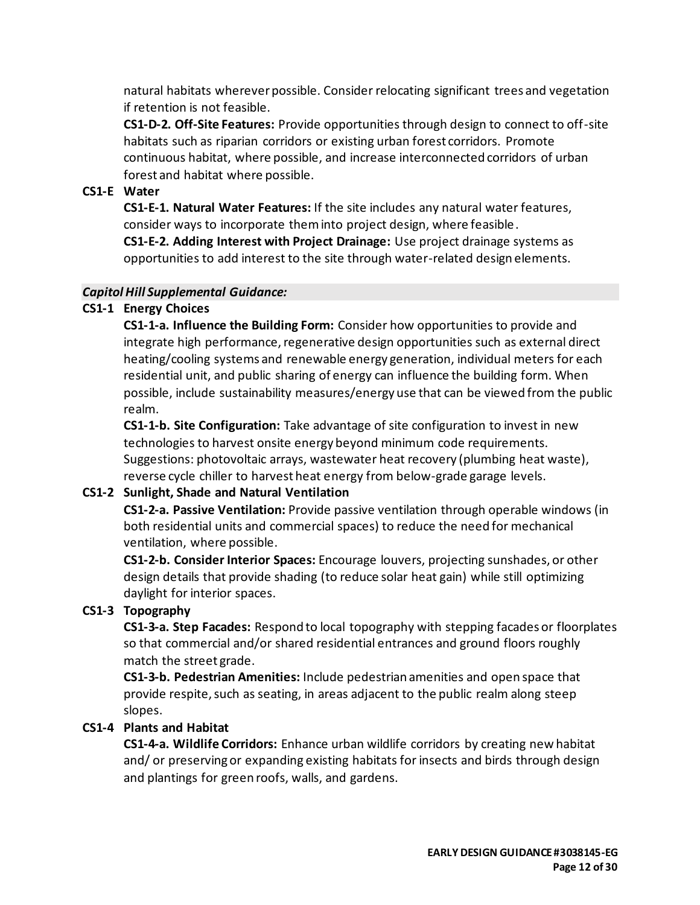natural habitats wherever possible. Consider relocating significant trees and vegetation if retention is not feasible.

**CS1-D-2. Off-Site Features:** Provide opportunities through design to connect to off-site habitats such as riparian corridors or existing urban forest corridors. Promote continuous habitat, where possible, and increase interconnected corridors of urban forest and habitat where possible.

**CS1-E Water**

**CS1-E-1. Natural Water Features:** If the site includes any natural water features, consider ways to incorporate them into project design, where feasible.

**CS1-E-2. Adding Interest with Project Drainage:** Use project drainage systems as opportunities to add interest to the site through water-related design elements.

***Capitol Hill Supplemental Guidance:***

**CS1-1 Energy Choices**

**CS1-1-a. Influence the Building Form:** Consider how opportunities to provide and integrate high performance, regenerative design opportunities such as external direct heating/cooling systems and renewable energy generation, individual meters for each residential unit, and public sharing of energy can influence the building form. When possible, include sustainability measures/energy use that can be viewed from the public realm.

**CS1-1-b. Site Configuration:** Take advantage of site configuration to invest in new technologies to harvest onsite energy beyond minimum code requirements. Suggestions: photovoltaic arrays, wastewater heat recovery (plumbing heat waste), reverse cycle chiller to harvest heat energy from below-grade garage levels.

**CS1-2 Sunlight, Shade and Natural Ventilation**

**CS1-2-a. Passive Ventilation:** Provide passive ventilation through operable windows (in both residential units and commercial spaces) to reduce the need for mechanical ventilation, where possible.

**CS1-2-b. Consider Interior Spaces:** Encourage louvers, projecting sunshades, or other design details that provide shading (to reduce solar heat gain) while still optimizing daylight for interior spaces.

**CS1-3 Topography**

**CS1-3-a. Step Facades:** Respond to local topography with stepping facades or floorplates so that commercial and/or shared residential entrances and ground floors roughly match the street grade.

**CS1-3-b. Pedestrian Amenities:** Include pedestrian amenities and open space that provide respite, such as seating, in areas adjacent to the public realm along steep slopes.

**CS1-4 Plants and Habitat**

**CS1-4-a. Wildlife Corridors:** Enhance urban wildlife corridors by creating new habitat and/ or preserving or expanding existing habitats for insects and birds through design and plantings for green roofs, walls, and gardens.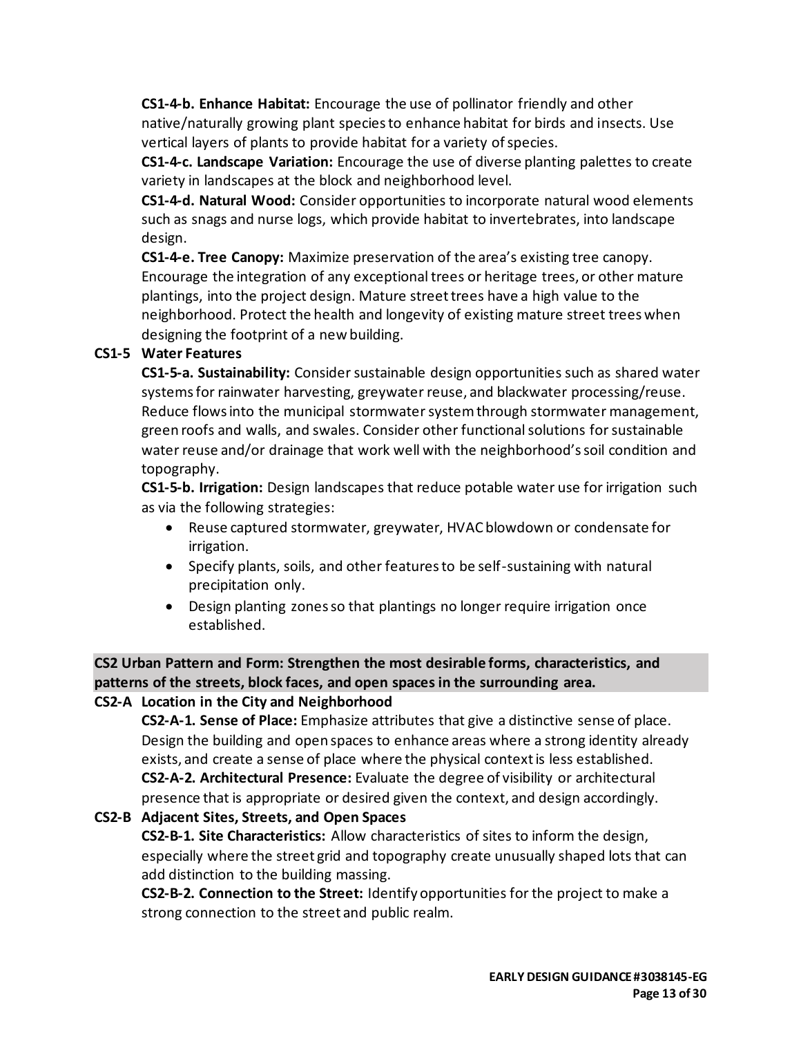**CS1-4-b. Enhance Habitat:** Encourage the use of pollinator friendly and other native/naturally growing plant species to enhance habitat for birds and insects. Use vertical layers of plants to provide habitat for a variety of species.

**CS1-4-c. Landscape Variation:** Encourage the use of diverse planting palettes to create variety in landscapes at the block and neighborhood level.

**CS1-4-d. Natural Wood:** Consider opportunities to incorporate natural wood elements such as snags and nurse logs, which provide habitat to invertebrates, into landscape design.

**CS1-4-e. Tree Canopy:** Maximize preservation of the area's existing tree canopy. Encourage the integration of any exceptional trees or heritage trees, or other mature plantings, into the project design. Mature street trees have a high value to the neighborhood. Protect the health and longevity of existing mature street trees when designing the footprint of a new building.

**CS1-5 Water Features**

**CS1-5-a. Sustainability:** Consider sustainable design opportunities such as shared water systems for rainwater harvesting, greywater reuse, and blackwater processing/reuse. Reduce flows into the municipal stormwater system through stormwater management, green roofs and walls, and swales. Consider other functional solutions for sustainable water reuse and/or drainage that work well with the neighborhood's soil condition and topography.

**CS1-5-b. Irrigation:** Design landscapes that reduce potable water use for irrigation such as via the following strategies:

- Reuse captured stormwater, greywater, HVAC blowdown or condensate for irrigation.
- Specify plants, soils, and other features to be self-sustaining with natural precipitation only.
- Design planting zones so that plantings no longer require irrigation once established.

## CS2 Urban Pattern and Form: Strengthen the most desirable forms, characteristics, and patterns of the streets, block faces, and open spaces in the surrounding area.

**CS2-A Location in the City and Neighborhood**

**CS2-A-1. Sense of Place:** Emphasize attributes that give a distinctive sense of place. Design the building and open spaces to enhance areas where a strong identity already exists, and create a sense of place where the physical context is less established.

**CS2-A-2. Architectural Presence:** Evaluate the degree of visibility or architectural presence that is appropriate or desired given the context, and design accordingly.

**CS2-B Adjacent Sites, Streets, and Open Spaces**

**CS2-B-1. Site Characteristics:** Allow characteristics of sites to inform the design, especially where the street grid and topography create unusually shaped lots that can add distinction to the building massing.

**CS2-B-2. Connection to the Street:** Identify opportunities for the project to make a strong connection to the street and public realm.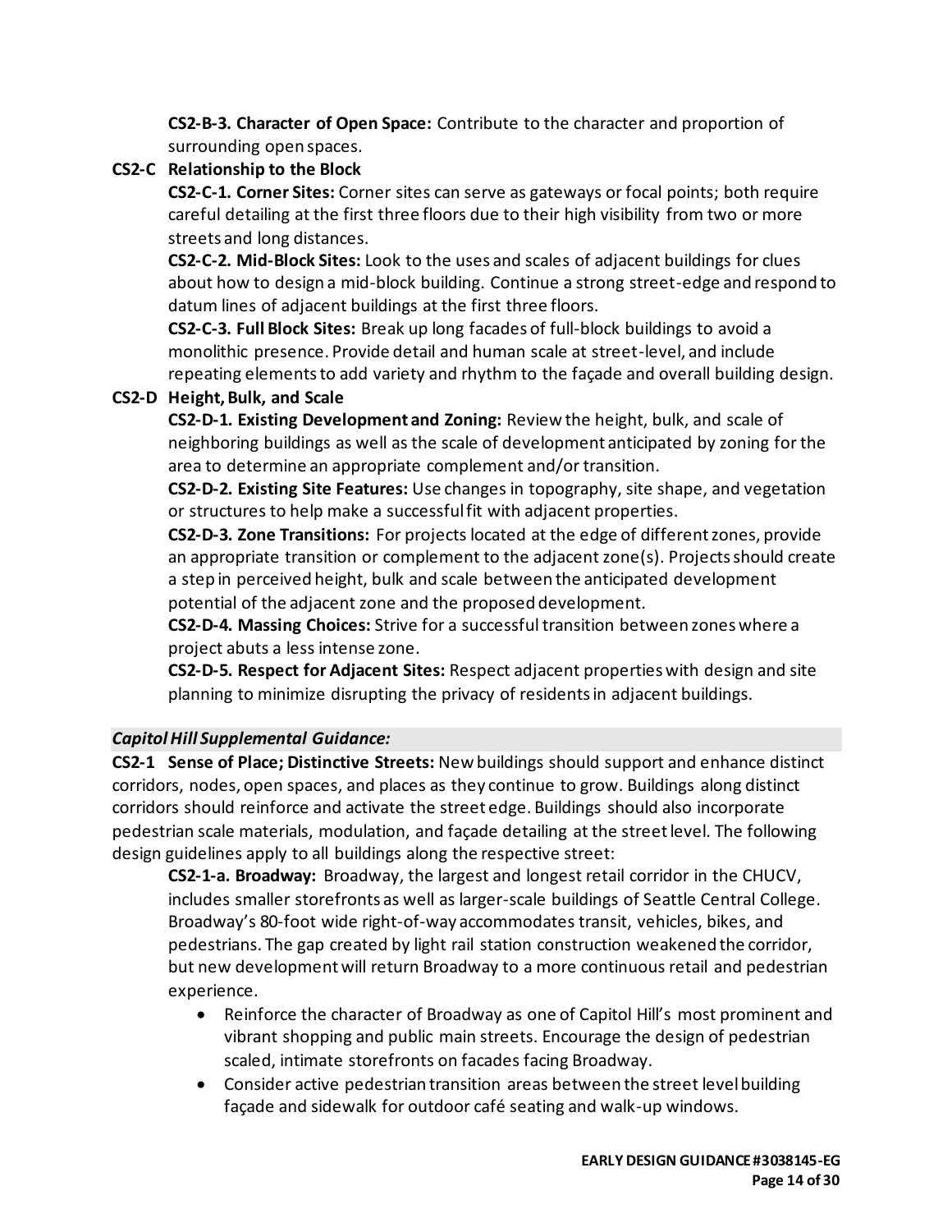**CS2-B-3. Character of Open Space:** Contribute to the character and proportion of surrounding open spaces.

**CS2-C Relationship to the Block**

**CS2-C-1. Corner Sites:** Corner sites can serve as gateways or focal points; both require careful detailing at the first three floors due to their high visibility from two or more streets and long distances.

**CS2-C-2. Mid-Block Sites:** Look to the uses and scales of adjacent buildings for clues about how to design a mid-block building. Continue a strong street-edge and respond to datum lines of adjacent buildings at the first three floors.

**CS2-C-3. Full Block Sites:** Break up long facades of full-block buildings to avoid a monolithic presence. Provide detail and human scale at street-level, and include repeating elements to add variety and rhythm to the façade and overall building design.

**CS2-D Height, Bulk, and Scale**

**CS2-D-1. Existing Development and Zoning:** Review the height, bulk, and scale of neighboring buildings as well as the scale of development anticipated by zoning for the area to determine an appropriate complement and/or transition.

**CS2-D-2. Existing Site Features:** Use changes in topography, site shape, and vegetation or structures to help make a successful fit with adjacent properties.

**CS2-D-3. Zone Transitions:** For projects located at the edge of different zones, provide an appropriate transition or complement to the adjacent zone(s). Projects should create a step in perceived height, bulk and scale between the anticipated development potential of the adjacent zone and the proposed development.

**CS2-D-4. Massing Choices:** Strive for a successful transition between zones where a project abuts a less intense zone.

**CS2-D-5. Respect for Adjacent Sites:** Respect adjacent properties with design and site planning to minimize disrupting the privacy of residents in adjacent buildings.

***Capitol Hill Supplemental Guidance:***

**CS2-1 Sense of Place; Distinctive Streets:** New buildings should support and enhance distinct corridors, nodes, open spaces, and places as they continue to grow. Buildings along distinct corridors should reinforce and activate the street edge. Buildings should also incorporate pedestrian scale materials, modulation, and façade detailing at the street level. The following design guidelines apply to all buildings along the respective street:

**CS2-1-a. Broadway:** Broadway, the largest and longest retail corridor in the CHUCV, includes smaller storefronts as well as larger-scale buildings of Seattle Central College. Broadway's 80-foot wide right-of-way accommodates transit, vehicles, bikes, and pedestrians. The gap created by light rail station construction weakened the corridor, but new development will return Broadway to a more continuous retail and pedestrian experience.

- Reinforce the character of Broadway as one of Capitol Hill's most prominent and vibrant shopping and public main streets. Encourage the design of pedestrian scaled, intimate storefronts on facades facing Broadway.
- Consider active pedestrian transition areas between the street level building façade and sidewalk for outdoor café seating and walk-up windows.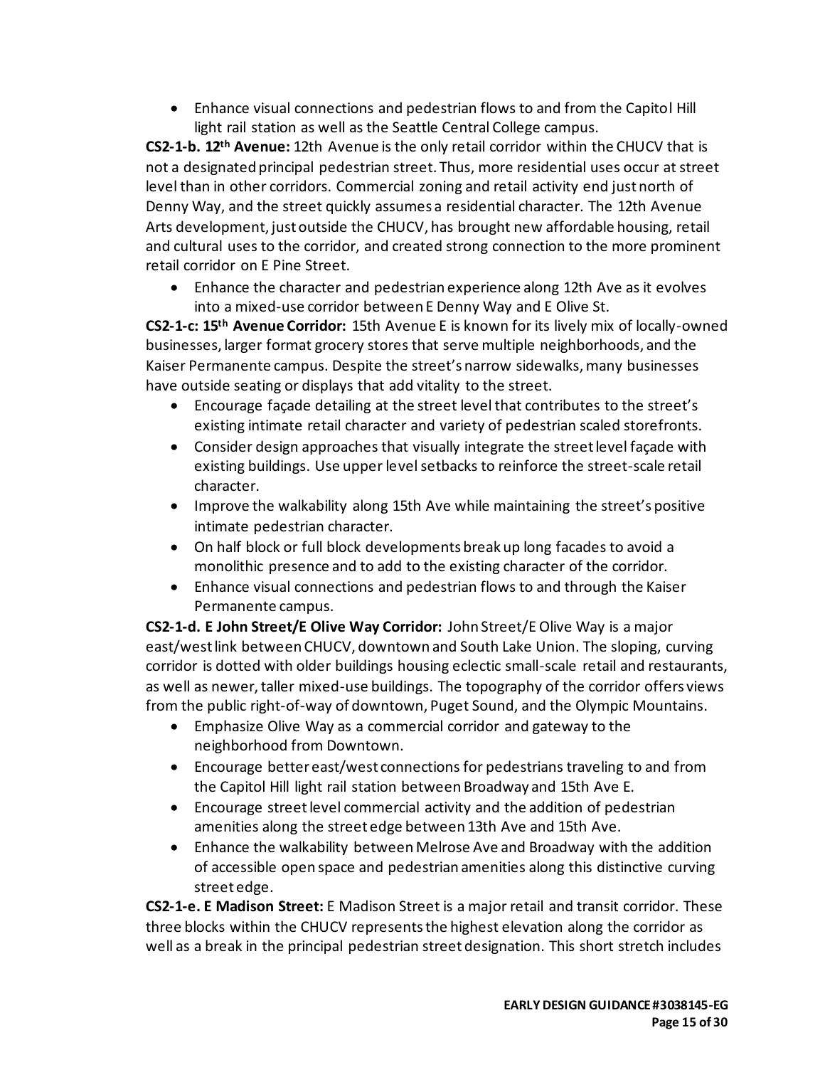- Enhance visual connections and pedestrian flows to and from the Capitol Hill light rail station as well as the Seattle Central College campus.

**CS2-1-b. 12th Avenue:** 12th Avenue is the only retail corridor within the CHUCV that is not a designated principal pedestrian street. Thus, more residential uses occur at street level than in other corridors. Commercial zoning and retail activity end just north of Denny Way, and the street quickly assumes a residential character. The 12th Avenue Arts development, just outside the CHUCV, has brought new affordable housing, retail and cultural uses to the corridor, and created strong connection to the more prominent retail corridor on E Pine Street.

- Enhance the character and pedestrian experience along 12th Ave as it evolves into a mixed-use corridor between E Denny Way and E Olive St.

**CS2-1-c: 15th Avenue Corridor:** 15th Avenue E is known for its lively mix of locally-owned businesses, larger format grocery stores that serve multiple neighborhoods, and the Kaiser Permanente campus. Despite the street's narrow sidewalks, many businesses have outside seating or displays that add vitality to the street.

- Encourage façade detailing at the street level that contributes to the street's existing intimate retail character and variety of pedestrian scaled storefronts.
- Consider design approaches that visually integrate the street level façade with existing buildings. Use upper level setbacks to reinforce the street-scale retail character.
- Improve the walkability along 15th Ave while maintaining the street's positive intimate pedestrian character.
- On half block or full block developments break up long facades to avoid a monolithic presence and to add to the existing character of the corridor.
- Enhance visual connections and pedestrian flows to and through the Kaiser Permanente campus.

**CS2-1-d. E John Street/E Olive Way Corridor:** John Street/E Olive Way is a major east/west link between CHUCV, downtown and South Lake Union. The sloping, curving corridor is dotted with older buildings housing eclectic small-scale retail and restaurants, as well as newer, taller mixed-use buildings. The topography of the corridor offers views from the public right-of-way of downtown, Puget Sound, and the Olympic Mountains.

- Emphasize Olive Way as a commercial corridor and gateway to the neighborhood from Downtown.
- Encourage better east/west connections for pedestrians traveling to and from the Capitol Hill light rail station between Broadway and 15th Ave E.
- Encourage street level commercial activity and the addition of pedestrian amenities along the street edge between 13th Ave and 15th Ave.
- Enhance the walkability between Melrose Ave and Broadway with the addition of accessible open space and pedestrian amenities along this distinctive curving street edge.

**CS2-1-e. E Madison Street:** E Madison Street is a major retail and transit corridor. These three blocks within the CHUCV represents the highest elevation along the corridor as well as a break in the principal pedestrian street designation. This short stretch includes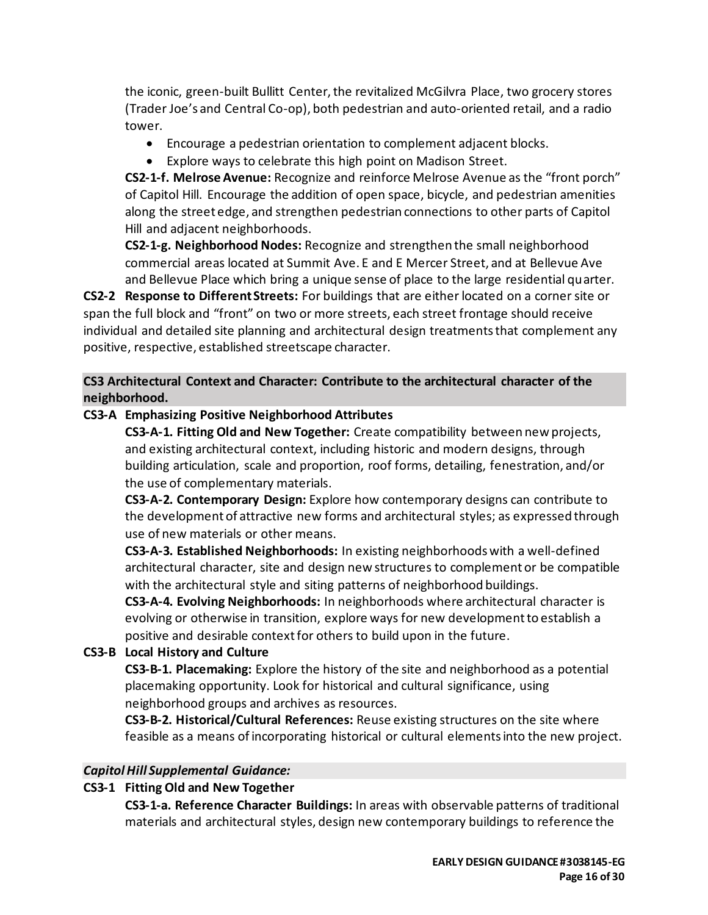the iconic, green-built Bullitt Center, the revitalized McGilvra Place, two grocery stores (Trader Joe's and Central Co-op), both pedestrian and auto-oriented retail, and a radio tower.

- Encourage a pedestrian orientation to complement adjacent blocks.
- Explore ways to celebrate this high point on Madison Street.

**CS2-1-f. Melrose Avenue:** Recognize and reinforce Melrose Avenue as the "front porch" of Capitol Hill. Encourage the addition of open space, bicycle, and pedestrian amenities along the street edge, and strengthen pedestrian connections to other parts of Capitol Hill and adjacent neighborhoods.

**CS2-1-g. Neighborhood Nodes:** Recognize and strengthen the small neighborhood commercial areas located at Summit Ave. E and E Mercer Street, and at Bellevue Ave and Bellevue Place which bring a unique sense of place to the large residential quarter.

**CS2-2 Response to Different Streets:** For buildings that are either located on a corner site or span the full block and "front" on two or more streets, each street frontage should receive individual and detailed site planning and architectural design treatments that complement any positive, respective, established streetscape character.

**CS3 Architectural Context and Character: Contribute to the architectural character of the neighborhood.**

**CS3-A Emphasizing Positive Neighborhood Attributes**

**CS3-A-1. Fitting Old and New Together:** Create compatibility between new projects, and existing architectural context, including historic and modern designs, through building articulation, scale and proportion, roof forms, detailing, fenestration, and/or the use of complementary materials.

**CS3-A-2. Contemporary Design:** Explore how contemporary designs can contribute to the development of attractive new forms and architectural styles; as expressed through use of new materials or other means.

**CS3-A-3. Established Neighborhoods:** In existing neighborhoods with a well-defined architectural character, site and design new structures to complement or be compatible with the architectural style and siting patterns of neighborhood buildings.

**CS3-A-4. Evolving Neighborhoods:** In neighborhoods where architectural character is evolving or otherwise in transition, explore ways for new development to establish a positive and desirable context for others to build upon in the future.

**CS3-B Local History and Culture**

**CS3-B-1. Placemaking:** Explore the history of the site and neighborhood as a potential placemaking opportunity. Look for historical and cultural significance, using neighborhood groups and archives as resources.

**CS3-B-2. Historical/Cultural References:** Reuse existing structures on the site where feasible as a means of incorporating historical or cultural elements into the new project.

***Capitol Hill Supplemental Guidance:***

**CS3-1 Fitting Old and New Together**

**CS3-1-a. Reference Character Buildings:** In areas with observable patterns of traditional materials and architectural styles, design new contemporary buildings to reference the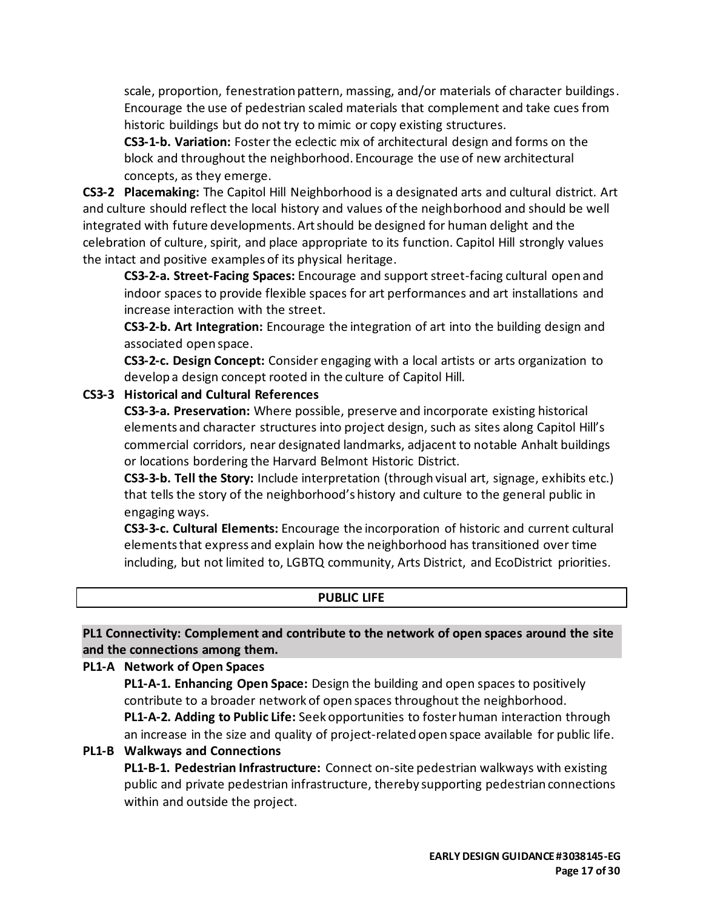scale, proportion, fenestration pattern, massing, and/or materials of character buildings. Encourage the use of pedestrian scaled materials that complement and take cues from historic buildings but do not try to mimic or copy existing structures.

**CS3-1-b. Variation:** Foster the eclectic mix of architectural design and forms on the block and throughout the neighborhood. Encourage the use of new architectural concepts, as they emerge.

**CS3-2 Placemaking:** The Capitol Hill Neighborhood is a designated arts and cultural district. Art and culture should reflect the local history and values of the neighborhood and should be well integrated with future developments. Art should be designed for human delight and the celebration of culture, spirit, and place appropriate to its function. Capitol Hill strongly values the intact and positive examples of its physical heritage.

**CS3-2-a. Street-Facing Spaces:** Encourage and support street-facing cultural open and indoor spaces to provide flexible spaces for art performances and art installations and increase interaction with the street.

**CS3-2-b. Art Integration:** Encourage the integration of art into the building design and associated open space.

**CS3-2-c. Design Concept:** Consider engaging with a local artists or arts organization to develop a design concept rooted in the culture of Capitol Hill.

**CS3-3 Historical and Cultural References**

**CS3-3-a. Preservation:** Where possible, preserve and incorporate existing historical elements and character structures into project design, such as sites along Capitol Hill's commercial corridors, near designated landmarks, adjacent to notable Anhalt buildings or locations bordering the Harvard Belmont Historic District.

**CS3-3-b. Tell the Story:** Include interpretation (through visual art, signage, exhibits etc.) that tells the story of the neighborhood's history and culture to the general public in engaging ways.

**CS3-3-c. Cultural Elements:** Encourage the incorporation of historic and current cultural elements that express and explain how the neighborhood has transitioned over time including, but not limited to, LGBTQ community, Arts District, and EcoDistrict priorities.

## PUBLIC LIFE

### PL1 Connectivity: Complement and contribute to the network of open spaces around the site and the connections among them.

**PL1-A Network of Open Spaces**

**PL1-A-1. Enhancing Open Space:** Design the building and open spaces to positively contribute to a broader network of open spaces throughout the neighborhood.

**PL1-A-2. Adding to Public Life:** Seek opportunities to foster human interaction through an increase in the size and quality of project-related open space available for public life.

**PL1-B Walkways and Connections**

**PL1-B-1. Pedestrian Infrastructure:** Connect on-site pedestrian walkways with existing public and private pedestrian infrastructure, thereby supporting pedestrian connections within and outside the project.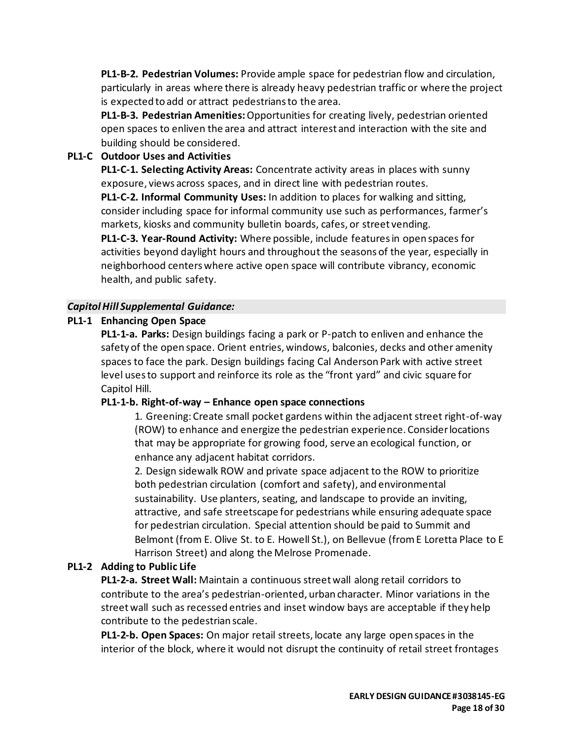**PL1-B-2. Pedestrian Volumes:** Provide ample space for pedestrian flow and circulation, particularly in areas where there is already heavy pedestrian traffic or where the project is expected to add or attract pedestrians to the area.

**PL1-B-3. Pedestrian Amenities:** Opportunities for creating lively, pedestrian oriented open spaces to enliven the area and attract interest and interaction with the site and building should be considered.

**PL1-C Outdoor Uses and Activities**

**PL1-C-1. Selecting Activity Areas:** Concentrate activity areas in places with sunny exposure, views across spaces, and in direct line with pedestrian routes.

**PL1-C-2. Informal Community Uses:** In addition to places for walking and sitting, consider including space for informal community use such as performances, farmer's markets, kiosks and community bulletin boards, cafes, or street vending.

**PL1-C-3. Year-Round Activity:** Where possible, include features in open spaces for activities beyond daylight hours and throughout the seasons of the year, especially in neighborhood centers where active open space will contribute vibrancy, economic health, and public safety.

***Capitol Hill Supplemental Guidance:***

**PL1-1 Enhancing Open Space**

**PL1-1-a. Parks:** Design buildings facing a park or P-patch to enliven and enhance the safety of the open space. Orient entries, windows, balconies, decks and other amenity spaces to face the park. Design buildings facing Cal Anderson Park with active street level uses to support and reinforce its role as the "front yard" and civic square for Capitol Hill.

**PL1-1-b. Right-of-way – Enhance open space connections**

1. Greening: Create small pocket gardens within the adjacent street right-of-way (ROW) to enhance and energize the pedestrian experience. Consider locations that may be appropriate for growing food, serve an ecological function, or enhance any adjacent habitat corridors.
2. Design sidewalk ROW and private space adjacent to the ROW to prioritize both pedestrian circulation (comfort and safety), and environmental sustainability. Use planters, seating, and landscape to provide an inviting, attractive, and safe streetscape for pedestrians while ensuring adequate space for pedestrian circulation. Special attention should be paid to Summit and Belmont (from E. Olive St. to E. Howell St.), on Bellevue (from E Loretta Place to E Harrison Street) and along the Melrose Promenade.

**PL1-2 Adding to Public Life**

**PL1-2-a. Street Wall:** Maintain a continuous street wall along retail corridors to contribute to the area's pedestrian-oriented, urban character. Minor variations in the street wall such as recessed entries and inset window bays are acceptable if they help contribute to the pedestrian scale.

**PL1-2-b. Open Spaces:** On major retail streets, locate any large open spaces in the interior of the block, where it would not disrupt the continuity of retail street frontages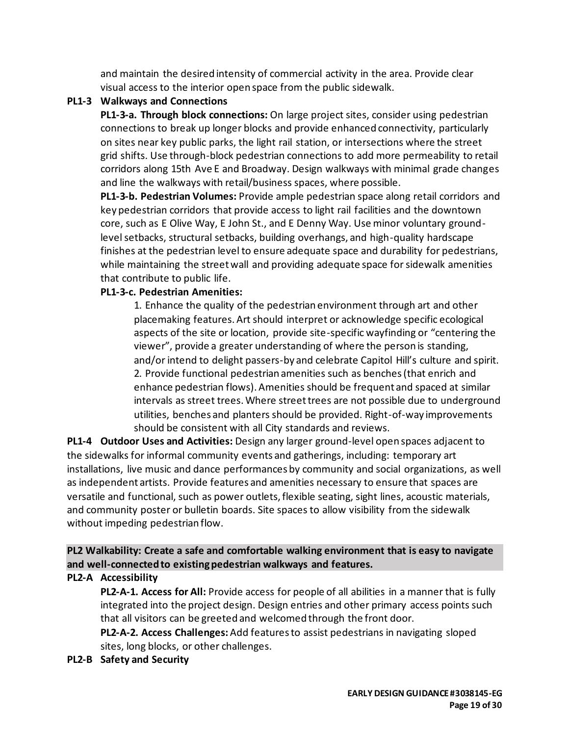and maintain the desired intensity of commercial activity in the area. Provide clear visual access to the interior open space from the public sidewalk.

**PL1-3 Walkways and Connections**

**PL1-3-a. Through block connections:** On large project sites, consider using pedestrian connections to break up longer blocks and provide enhanced connectivity, particularly on sites near key public parks, the light rail station, or intersections where the street grid shifts. Use through-block pedestrian connections to add more permeability to retail corridors along 15th Ave E and Broadway. Design walkways with minimal grade changes and line the walkways with retail/business spaces, where possible.

**PL1-3-b. Pedestrian Volumes:** Provide ample pedestrian space along retail corridors and key pedestrian corridors that provide access to light rail facilities and the downtown core, such as E Olive Way, E John St., and E Denny Way. Use minor voluntary ground-level setbacks, structural setbacks, building overhangs, and high-quality hardscape finishes at the pedestrian level to ensure adequate space and durability for pedestrians, while maintaining the street wall and providing adequate space for sidewalk amenities that contribute to public life.

**PL1-3-c. Pedestrian Amenities:**

1. Enhance the quality of the pedestrian environment through art and other placemaking features. Art should interpret or acknowledge specific ecological aspects of the site or location, provide site-specific wayfinding or "centering the viewer", provide a greater understanding of where the person is standing, and/or intend to delight passers-by and celebrate Capitol Hill's culture and spirit.
2. Provide functional pedestrian amenities such as benches (that enrich and enhance pedestrian flows). Amenities should be frequent and spaced at similar intervals as street trees. Where street trees are not possible due to underground utilities, benches and planters should be provided. Right-of-way improvements should be consistent with all City standards and reviews.

**PL1-4 Outdoor Uses and Activities:** Design any larger ground-level open spaces adjacent to the sidewalks for informal community events and gatherings, including: temporary art installations, live music and dance performances by community and social organizations, as well as independent artists. Provide features and amenities necessary to ensure that spaces are versatile and functional, such as power outlets, flexible seating, sight lines, acoustic materials, and community poster or bulletin boards. Site spaces to allow visibility from the sidewalk without impeding pedestrian flow.

**PL2 Walkability: Create a safe and comfortable walking environment that is easy to navigate and well-connected to existing pedestrian walkways and features.**

**PL2-A Accessibility**

**PL2-A-1. Access for All:** Provide access for people of all abilities in a manner that is fully integrated into the project design. Design entries and other primary access points such that all visitors can be greeted and welcomed through the front door.

**PL2-A-2. Access Challenges:** Add features to assist pedestrians in navigating sloped sites, long blocks, or other challenges.

**PL2-B Safety and Security**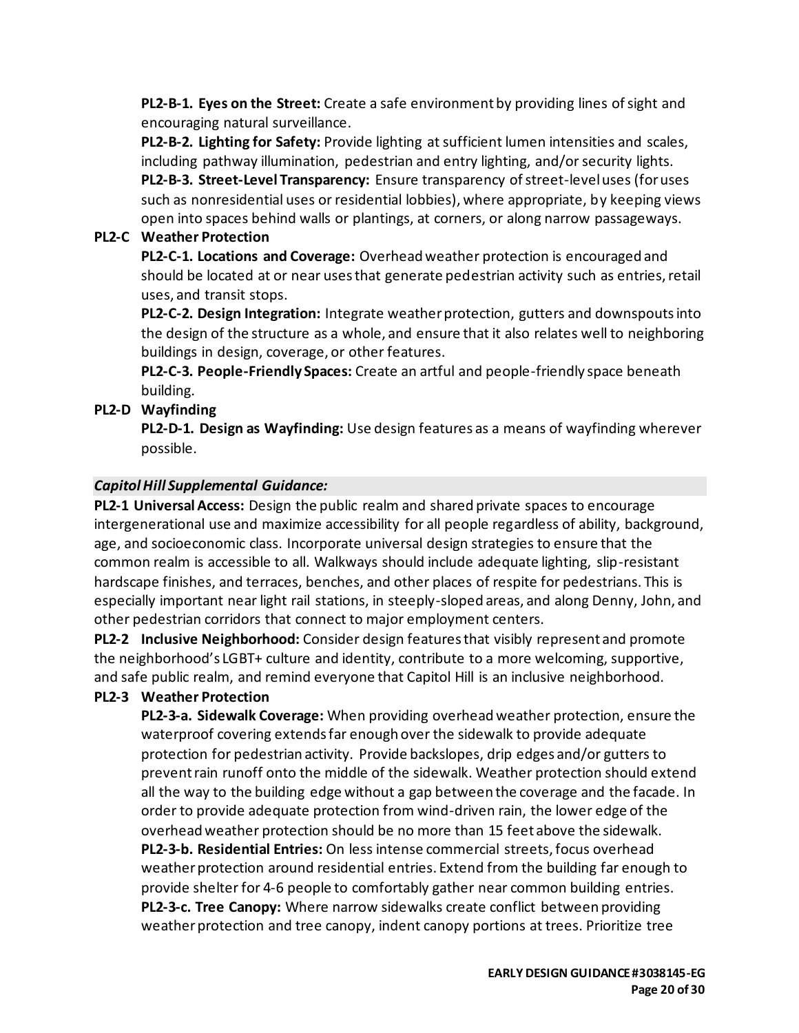**PL2-B-1. Eyes on the Street:** Create a safe environment by providing lines of sight and encouraging natural surveillance.

**PL2-B-2. Lighting for Safety:** Provide lighting at sufficient lumen intensities and scales, including pathway illumination, pedestrian and entry lighting, and/or security lights.

**PL2-B-3. Street-Level Transparency:** Ensure transparency of street-level uses (for uses such as nonresidential uses or residential lobbies), where appropriate, by keeping views open into spaces behind walls or plantings, at corners, or along narrow passageways.

**PL2-C Weather Protection**

**PL2-C-1. Locations and Coverage:** Overhead weather protection is encouraged and should be located at or near uses that generate pedestrian activity such as entries, retail uses, and transit stops.

**PL2-C-2. Design Integration:** Integrate weather protection, gutters and downspouts into the design of the structure as a whole, and ensure that it also relates well to neighboring buildings in design, coverage, or other features.

**PL2-C-3. People-Friendly Spaces:** Create an artful and people-friendly space beneath building.

**PL2-D Wayfinding**

**PL2-D-1. Design as Wayfinding:** Use design features as a means of wayfinding wherever possible.

***Capitol Hill Supplemental Guidance:***

**PL2-1 Universal Access:** Design the public realm and shared private spaces to encourage intergenerational use and maximize accessibility for all people regardless of ability, background, age, and socioeconomic class. Incorporate universal design strategies to ensure that the common realm is accessible to all. Walkways should include adequate lighting, slip-resistant hardscape finishes, and terraces, benches, and other places of respite for pedestrians. This is especially important near light rail stations, in steeply-sloped areas, and along Denny, John, and other pedestrian corridors that connect to major employment centers.

**PL2-2 Inclusive Neighborhood:** Consider design features that visibly represent and promote the neighborhood's LGBT+ culture and identity, contribute to a more welcoming, supportive, and safe public realm, and remind everyone that Capitol Hill is an inclusive neighborhood.

**PL2-3 Weather Protection**

**PL2-3-a. Sidewalk Coverage:** When providing overhead weather protection, ensure the waterproof covering extends far enough over the sidewalk to provide adequate protection for pedestrian activity. Provide backslopes, drip edges and/or gutters to prevent rain runoff onto the middle of the sidewalk. Weather protection should extend all the way to the building edge without a gap between the coverage and the facade. In order to provide adequate protection from wind-driven rain, the lower edge of the overhead weather protection should be no more than 15 feet above the sidewalk.

**PL2-3-b. Residential Entries:** On less intense commercial streets, focus overhead weather protection around residential entries. Extend from the building far enough to provide shelter for 4-6 people to comfortably gather near common building entries.

**PL2-3-c. Tree Canopy:** Where narrow sidewalks create conflict between providing weather protection and tree canopy, indent canopy portions at trees. Prioritize tree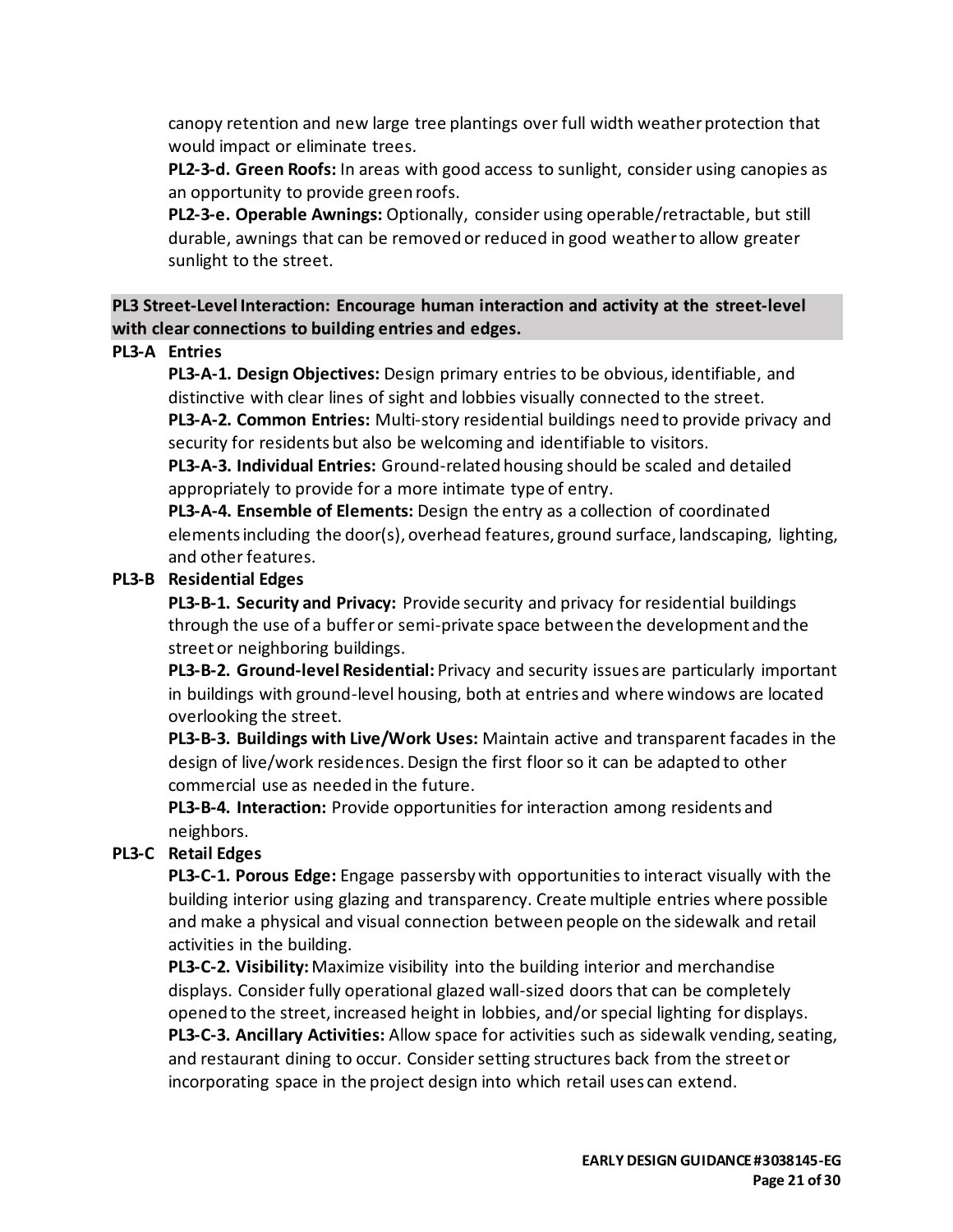canopy retention and new large tree plantings over full width weather protection that would impact or eliminate trees.

**PL2-3-d. Green Roofs:** In areas with good access to sunlight, consider using canopies as an opportunity to provide green roofs.

**PL2-3-e. Operable Awnings:** Optionally, consider using operable/retractable, but still durable, awnings that can be removed or reduced in good weather to allow greater sunlight to the street.

### PL3 Street-Level Interaction: Encourage human interaction and activity at the street-level with clear connections to building entries and edges.

**PL3-A Entries**

**PL3-A-1. Design Objectives:** Design primary entries to be obvious, identifiable, and distinctive with clear lines of sight and lobbies visually connected to the street.

**PL3-A-2. Common Entries:** Multi-story residential buildings need to provide privacy and security for residents but also be welcoming and identifiable to visitors.

**PL3-A-3. Individual Entries:** Ground-related housing should be scaled and detailed appropriately to provide for a more intimate type of entry.

**PL3-A-4. Ensemble of Elements:** Design the entry as a collection of coordinated elements including the door(s), overhead features, ground surface, landscaping, lighting, and other features.

**PL3-B Residential Edges**

**PL3-B-1. Security and Privacy:** Provide security and privacy for residential buildings through the use of a buffer or semi-private space between the development and the street or neighboring buildings.

**PL3-B-2. Ground-level Residential:** Privacy and security issues are particularly important in buildings with ground-level housing, both at entries and where windows are located overlooking the street.

**PL3-B-3. Buildings with Live/Work Uses:** Maintain active and transparent facades in the design of live/work residences. Design the first floor so it can be adapted to other commercial use as needed in the future.

**PL3-B-4. Interaction:** Provide opportunities for interaction among residents and neighbors.

**PL3-C Retail Edges**

**PL3-C-1. Porous Edge:** Engage passersby with opportunities to interact visually with the building interior using glazing and transparency. Create multiple entries where possible and make a physical and visual connection between people on the sidewalk and retail activities in the building.

**PL3-C-2. Visibility:** Maximize visibility into the building interior and merchandise displays. Consider fully operational glazed wall-sized doors that can be completely opened to the street, increased height in lobbies, and/or special lighting for displays.

**PL3-C-3. Ancillary Activities:** Allow space for activities such as sidewalk vending, seating, and restaurant dining to occur. Consider setting structures back from the street or incorporating space in the project design into which retail uses can extend.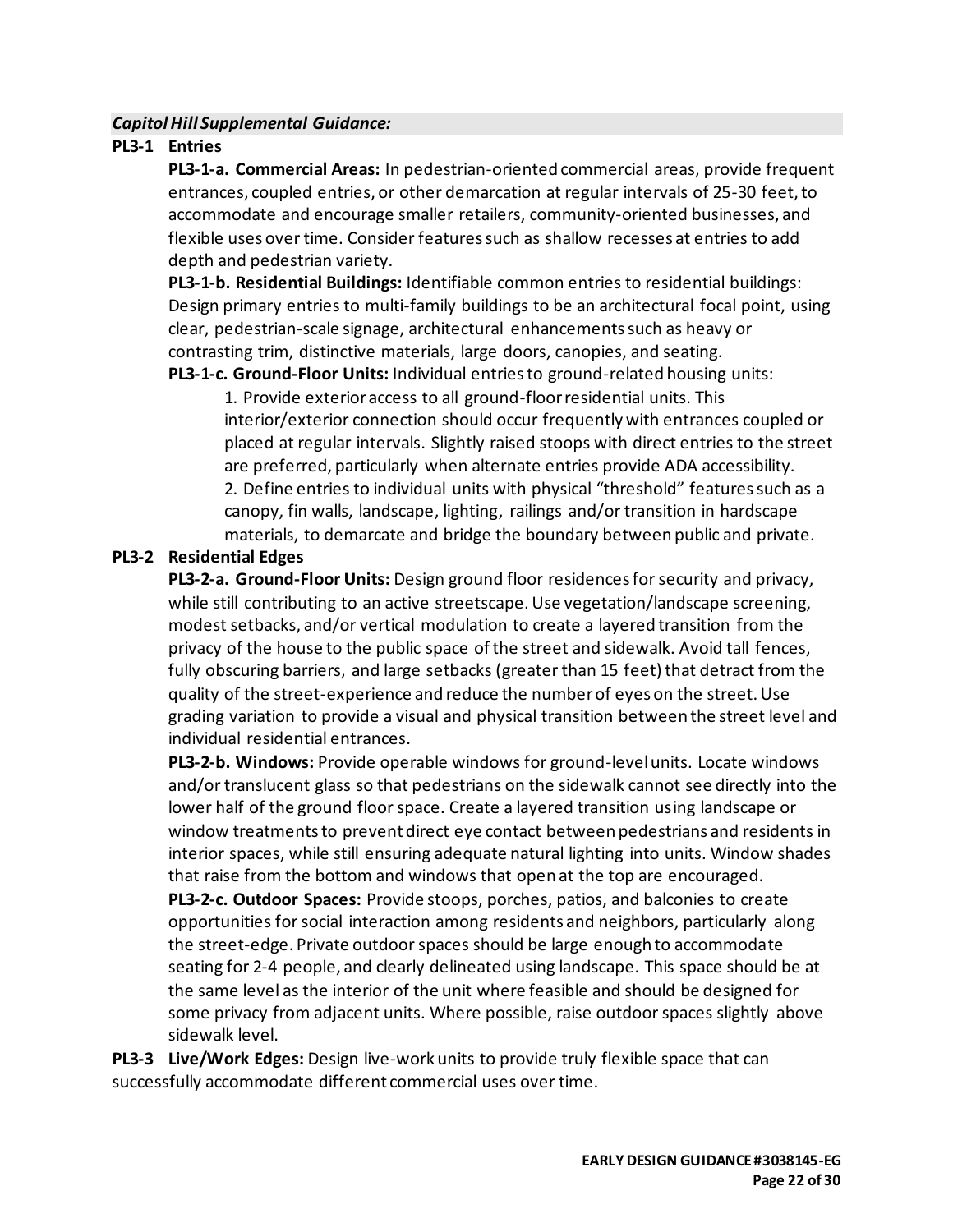***Capitol Hill Supplemental Guidance:***

**PL3-1 Entries**

**PL3-1-a. Commercial Areas:** In pedestrian-oriented commercial areas, provide frequent entrances, coupled entries, or other demarcation at regular intervals of 25-30 feet, to accommodate and encourage smaller retailers, community-oriented businesses, and flexible uses over time. Consider features such as shallow recesses at entries to add depth and pedestrian variety.

**PL3-1-b. Residential Buildings:** Identifiable common entries to residential buildings: Design primary entries to multi-family buildings to be an architectural focal point, using clear, pedestrian-scale signage, architectural enhancements such as heavy or contrasting trim, distinctive materials, large doors, canopies, and seating.

**PL3-1-c. Ground-Floor Units:** Individual entries to ground-related housing units:

1. Provide exterior access to all ground-floor residential units. This interior/exterior connection should occur frequently with entrances coupled or placed at regular intervals. Slightly raised stoops with direct entries to the street are preferred, particularly when alternate entries provide ADA accessibility.
2. Define entries to individual units with physical "threshold" features such as a canopy, fin walls, landscape, lighting, railings and/or transition in hardscape materials, to demarcate and bridge the boundary between public and private.

**PL3-2 Residential Edges**

**PL3-2-a. Ground-Floor Units:** Design ground floor residences for security and privacy, while still contributing to an active streetscape. Use vegetation/landscape screening, modest setbacks, and/or vertical modulation to create a layered transition from the privacy of the house to the public space of the street and sidewalk. Avoid tall fences, fully obscuring barriers, and large setbacks (greater than 15 feet) that detract from the quality of the street-experience and reduce the number of eyes on the street. Use grading variation to provide a visual and physical transition between the street level and individual residential entrances.

**PL3-2-b. Windows:** Provide operable windows for ground-level units. Locate windows and/or translucent glass so that pedestrians on the sidewalk cannot see directly into the lower half of the ground floor space. Create a layered transition using landscape or window treatments to prevent direct eye contact between pedestrians and residents in interior spaces, while still ensuring adequate natural lighting into units. Window shades that raise from the bottom and windows that open at the top are encouraged.

**PL3-2-c. Outdoor Spaces:** Provide stoops, porches, patios, and balconies to create opportunities for social interaction among residents and neighbors, particularly along the street-edge. Private outdoor spaces should be large enough to accommodate seating for 2-4 people, and clearly delineated using landscape. This space should be at the same level as the interior of the unit where feasible and should be designed for some privacy from adjacent units. Where possible, raise outdoor spaces slightly above sidewalk level.

**PL3-3 Live/Work Edges:** Design live-work units to provide truly flexible space that can successfully accommodate different commercial uses over time.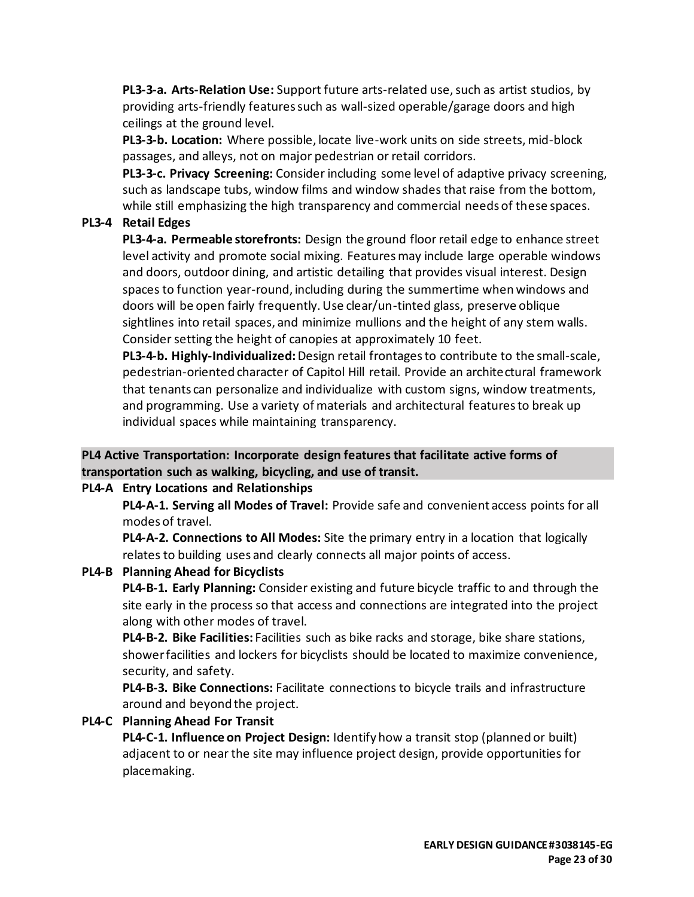**PL3-3-a. Arts-Relation Use:** Support future arts-related use, such as artist studios, by providing arts-friendly features such as wall-sized operable/garage doors and high ceilings at the ground level.

**PL3-3-b. Location:** Where possible, locate live-work units on side streets, mid-block passages, and alleys, not on major pedestrian or retail corridors.

**PL3-3-c. Privacy Screening:** Consider including some level of adaptive privacy screening, such as landscape tubs, window films and window shades that raise from the bottom, while still emphasizing the high transparency and commercial needs of these spaces.

**PL3-4 Retail Edges**

**PL3-4-a. Permeable storefronts:** Design the ground floor retail edge to enhance street level activity and promote social mixing. Features may include large operable windows and doors, outdoor dining, and artistic detailing that provides visual interest. Design spaces to function year-round, including during the summertime when windows and doors will be open fairly frequently. Use clear/un-tinted glass, preserve oblique sightlines into retail spaces, and minimize mullions and the height of any stem walls. Consider setting the height of canopies at approximately 10 feet.

**PL3-4-b. Highly-Individualized:** Design retail frontages to contribute to the small-scale, pedestrian-oriented character of Capitol Hill retail. Provide an architectural framework that tenants can personalize and individualize with custom signs, window treatments, and programming. Use a variety of materials and architectural features to break up individual spaces while maintaining transparency.

**PL4 Active Transportation: Incorporate design features that facilitate active forms of transportation such as walking, bicycling, and use of transit.**

**PL4-A Entry Locations and Relationships**

**PL4-A-1. Serving all Modes of Travel:** Provide safe and convenient access points for all modes of travel.

**PL4-A-2. Connections to All Modes:** Site the primary entry in a location that logically relates to building uses and clearly connects all major points of access.

**PL4-B Planning Ahead for Bicyclists**

**PL4-B-1. Early Planning:** Consider existing and future bicycle traffic to and through the site early in the process so that access and connections are integrated into the project along with other modes of travel.

**PL4-B-2. Bike Facilities:** Facilities such as bike racks and storage, bike share stations, shower facilities and lockers for bicyclists should be located to maximize convenience, security, and safety.

**PL4-B-3. Bike Connections:** Facilitate connections to bicycle trails and infrastructure around and beyond the project.

**PL4-C Planning Ahead For Transit**

**PL4-C-1. Influence on Project Design:** Identify how a transit stop (planned or built) adjacent to or near the site may influence project design, provide opportunities for placemaking.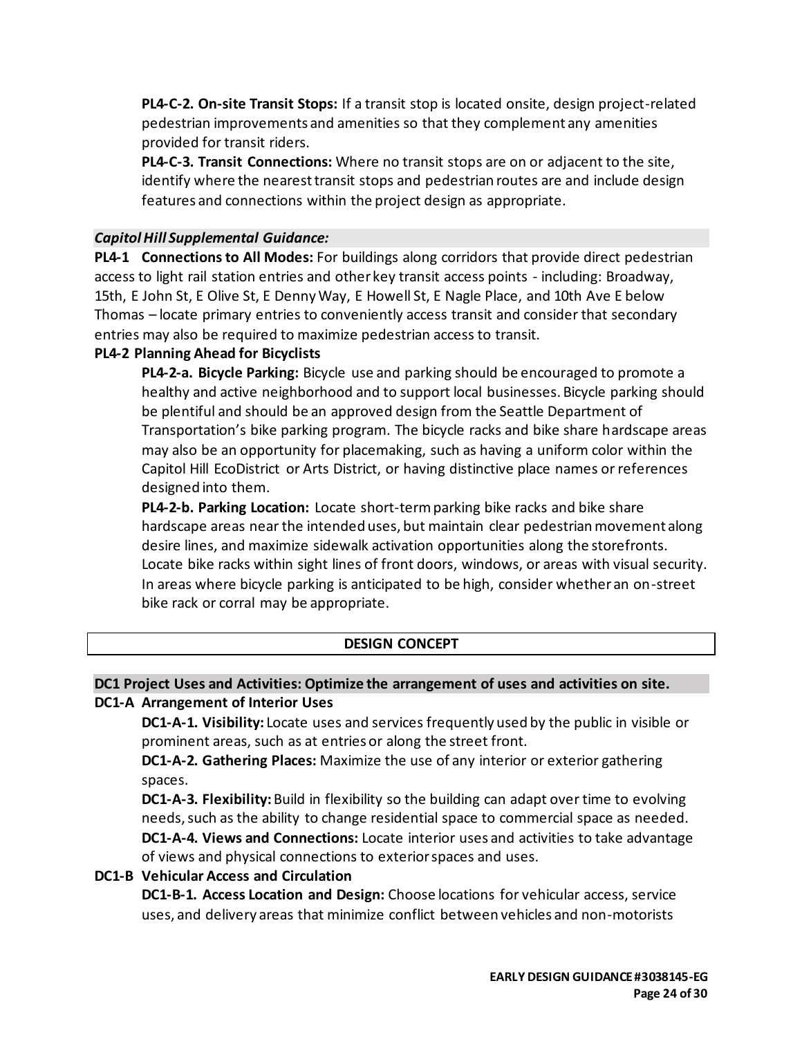**PL4-C-2. On-site Transit Stops:** If a transit stop is located onsite, design project-related pedestrian improvements and amenities so that they complement any amenities provided for transit riders.

**PL4-C-3. Transit Connections:** Where no transit stops are on or adjacent to the site, identify where the nearest transit stops and pedestrian routes are and include design features and connections within the project design as appropriate.

***Capitol Hill Supplemental Guidance:***

**PL4-1 Connections to All Modes:** For buildings along corridors that provide direct pedestrian access to light rail station entries and other key transit access points - including: Broadway, 15th, E John St, E Olive St, E Denny Way, E Howell St, E Nagle Place, and 10th Ave E below Thomas – locate primary entries to conveniently access transit and consider that secondary entries may also be required to maximize pedestrian access to transit.

**PL4-2 Planning Ahead for Bicyclists**

**PL4-2-a. Bicycle Parking:** Bicycle use and parking should be encouraged to promote a healthy and active neighborhood and to support local businesses. Bicycle parking should be plentiful and should be an approved design from the Seattle Department of Transportation's bike parking program. The bicycle racks and bike share hardscape areas may also be an opportunity for placemaking, such as having a uniform color within the Capitol Hill EcoDistrict or Arts District, or having distinctive place names or references designed into them.

**PL4-2-b. Parking Location:** Locate short-term parking bike racks and bike share hardscape areas near the intended uses, but maintain clear pedestrian movement along desire lines, and maximize sidewalk activation opportunities along the storefronts. Locate bike racks within sight lines of front doors, windows, or areas with visual security. In areas where bicycle parking is anticipated to be high, consider whether an on-street bike rack or corral may be appropriate.

## DESIGN CONCEPT

**DC1 Project Uses and Activities: Optimize the arrangement of uses and activities on site.**

**DC1-A Arrangement of Interior Uses**

**DC1-A-1. Visibility:** Locate uses and services frequently used by the public in visible or prominent areas, such as at entries or along the street front.

**DC1-A-2. Gathering Places:** Maximize the use of any interior or exterior gathering spaces.

**DC1-A-3. Flexibility:** Build in flexibility so the building can adapt over time to evolving needs, such as the ability to change residential space to commercial space as needed.

**DC1-A-4. Views and Connections:** Locate interior uses and activities to take advantage of views and physical connections to exterior spaces and uses.

**DC1-B Vehicular Access and Circulation**

**DC1-B-1. Access Location and Design:** Choose locations for vehicular access, service uses, and delivery areas that minimize conflict between vehicles and non-motorists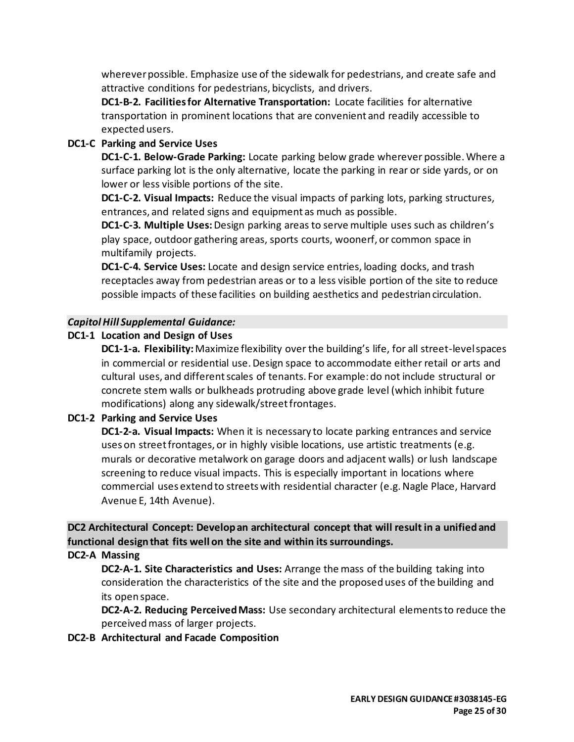wherever possible. Emphasize use of the sidewalk for pedestrians, and create safe and attractive conditions for pedestrians, bicyclists, and drivers.

**DC1-B-2. Facilities for Alternative Transportation:** Locate facilities for alternative transportation in prominent locations that are convenient and readily accessible to expected users.

**DC1-C Parking and Service Uses**

**DC1-C-1. Below-Grade Parking:** Locate parking below grade wherever possible. Where a surface parking lot is the only alternative, locate the parking in rear or side yards, or on lower or less visible portions of the site.

**DC1-C-2. Visual Impacts:** Reduce the visual impacts of parking lots, parking structures, entrances, and related signs and equipment as much as possible.

**DC1-C-3. Multiple Uses:** Design parking areas to serve multiple uses such as children's play space, outdoor gathering areas, sports courts, woonerf, or common space in multifamily projects.

**DC1-C-4. Service Uses:** Locate and design service entries, loading docks, and trash receptacles away from pedestrian areas or to a less visible portion of the site to reduce possible impacts of these facilities on building aesthetics and pedestrian circulation.

***Capitol Hill Supplemental Guidance:***

**DC1-1 Location and Design of Uses**

**DC1-1-a. Flexibility:** Maximize flexibility over the building's life, for all street-level spaces in commercial or residential use. Design space to accommodate either retail or arts and cultural uses, and different scales of tenants. For example: do not include structural or concrete stem walls or bulkheads protruding above grade level (which inhibit future modifications) along any sidewalk/street frontages.

**DC1-2 Parking and Service Uses**

**DC1-2-a. Visual Impacts:** When it is necessary to locate parking entrances and service uses on street frontages, or in highly visible locations, use artistic treatments (e.g. murals or decorative metalwork on garage doors and adjacent walls) or lush landscape screening to reduce visual impacts. This is especially important in locations where commercial uses extend to streets with residential character (e.g. Nagle Place, Harvard Avenue E, 14th Avenue).

**DC2 Architectural Concept: Develop an architectural concept that will result in a unified and functional design that fits well on the site and within its surroundings.**

**DC2-A Massing**

**DC2-A-1. Site Characteristics and Uses:** Arrange the mass of the building taking into consideration the characteristics of the site and the proposed uses of the building and its open space.

**DC2-A-2. Reducing Perceived Mass:** Use secondary architectural elements to reduce the perceived mass of larger projects.

**DC2-B Architectural and Facade Composition**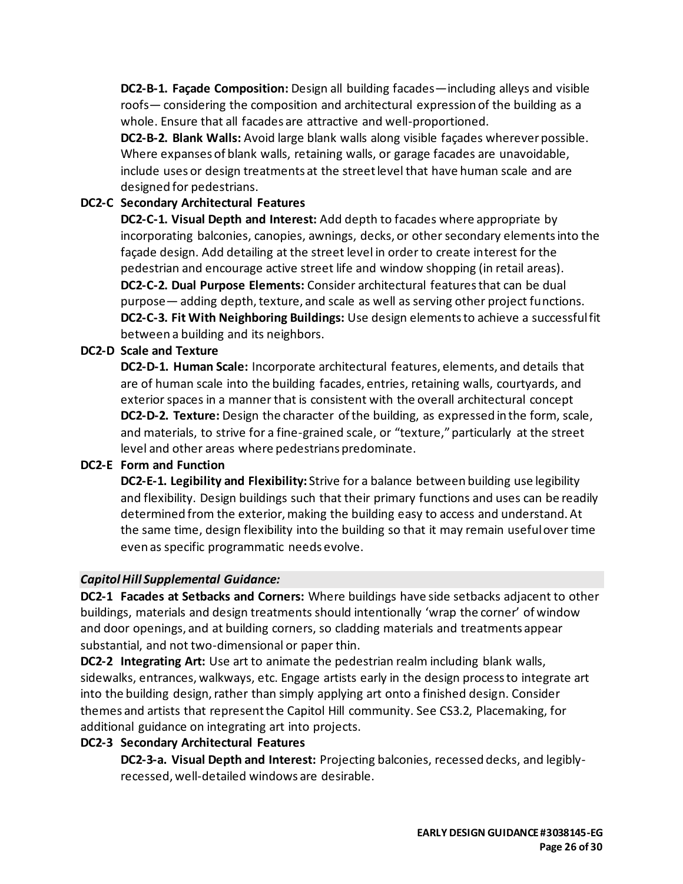**DC2-B-1. Façade Composition:** Design all building facades—including alleys and visible roofs— considering the composition and architectural expression of the building as a whole. Ensure that all facades are attractive and well-proportioned.

**DC2-B-2. Blank Walls:** Avoid large blank walls along visible façades wherever possible. Where expanses of blank walls, retaining walls, or garage facades are unavoidable, include uses or design treatments at the street level that have human scale and are designed for pedestrians.

**DC2-C Secondary Architectural Features**

**DC2-C-1. Visual Depth and Interest:** Add depth to facades where appropriate by incorporating balconies, canopies, awnings, decks, or other secondary elements into the façade design. Add detailing at the street level in order to create interest for the pedestrian and encourage active street life and window shopping (in retail areas).

**DC2-C-2. Dual Purpose Elements:** Consider architectural features that can be dual purpose— adding depth, texture, and scale as well as serving other project functions.

**DC2-C-3. Fit With Neighboring Buildings:** Use design elements to achieve a successful fit between a building and its neighbors.

**DC2-D Scale and Texture**

**DC2-D-1. Human Scale:** Incorporate architectural features, elements, and details that are of human scale into the building facades, entries, retaining walls, courtyards, and exterior spaces in a manner that is consistent with the overall architectural concept

**DC2-D-2. Texture:** Design the character of the building, as expressed in the form, scale, and materials, to strive for a fine-grained scale, or "texture," particularly at the street level and other areas where pedestrians predominate.

**DC2-E Form and Function**

**DC2-E-1. Legibility and Flexibility:** Strive for a balance between building use legibility and flexibility. Design buildings such that their primary functions and uses can be readily determined from the exterior, making the building easy to access and understand. At the same time, design flexibility into the building so that it may remain useful over time even as specific programmatic needs evolve.

***Capitol Hill Supplemental Guidance:***

**DC2-1 Facades at Setbacks and Corners:** Where buildings have side setbacks adjacent to other buildings, materials and design treatments should intentionally 'wrap the corner' of window and door openings, and at building corners, so cladding materials and treatments appear substantial, and not two-dimensional or paper thin.

**DC2-2 Integrating Art:** Use art to animate the pedestrian realm including blank walls, sidewalks, entrances, walkways, etc. Engage artists early in the design process to integrate art into the building design, rather than simply applying art onto a finished design. Consider themes and artists that represent the Capitol Hill community. See CS3.2, Placemaking, for additional guidance on integrating art into projects.

**DC2-3 Secondary Architectural Features**

**DC2-3-a. Visual Depth and Interest:** Projecting balconies, recessed decks, and legibly-recessed, well-detailed windows are desirable.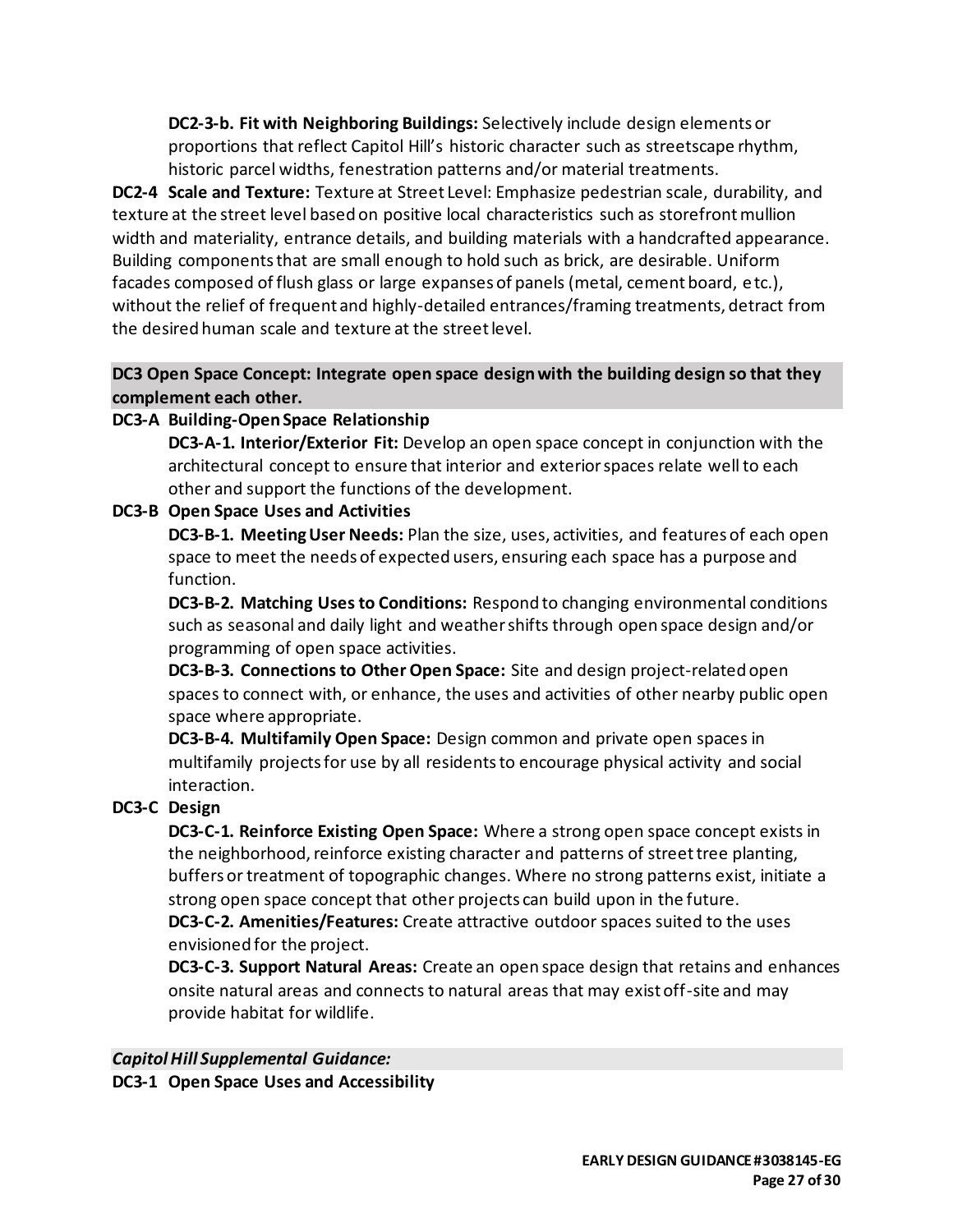**DC2-3-b. Fit with Neighboring Buildings:** Selectively include design elements or proportions that reflect Capitol Hill's historic character such as streetscape rhythm, historic parcel widths, fenestration patterns and/or material treatments.

**DC2-4 Scale and Texture:** Texture at Street Level: Emphasize pedestrian scale, durability, and texture at the street level based on positive local characteristics such as storefront mullion width and materiality, entrance details, and building materials with a handcrafted appearance. Building components that are small enough to hold such as brick, are desirable. Uniform facades composed of flush glass or large expanses of panels (metal, cement board, etc.), without the relief of frequent and highly-detailed entrances/framing treatments, detract from the desired human scale and texture at the street level.

**DC3 Open Space Concept: Integrate open space design with the building design so that they complement each other.**

**DC3-A Building-Open Space Relationship**

**DC3-A-1. Interior/Exterior Fit:** Develop an open space concept in conjunction with the architectural concept to ensure that interior and exterior spaces relate well to each other and support the functions of the development.

**DC3-B Open Space Uses and Activities**

**DC3-B-1. Meeting User Needs:** Plan the size, uses, activities, and features of each open space to meet the needs of expected users, ensuring each space has a purpose and function.

**DC3-B-2. Matching Uses to Conditions:** Respond to changing environmental conditions such as seasonal and daily light and weather shifts through open space design and/or programming of open space activities.

**DC3-B-3. Connections to Other Open Space:** Site and design project-related open spaces to connect with, or enhance, the uses and activities of other nearby public open space where appropriate.

**DC3-B-4. Multifamily Open Space:** Design common and private open spaces in multifamily projects for use by all residents to encourage physical activity and social interaction.

**DC3-C Design**

**DC3-C-1. Reinforce Existing Open Space:** Where a strong open space concept exists in the neighborhood, reinforce existing character and patterns of street tree planting, buffers or treatment of topographic changes. Where no strong patterns exist, initiate a strong open space concept that other projects can build upon in the future.

**DC3-C-2. Amenities/Features:** Create attractive outdoor spaces suited to the uses envisioned for the project.

**DC3-C-3. Support Natural Areas:** Create an open space design that retains and enhances onsite natural areas and connects to natural areas that may exist off-site and may provide habitat for wildlife.

***Capitol Hill Supplemental Guidance:***

**DC3-1 Open Space Uses and Accessibility**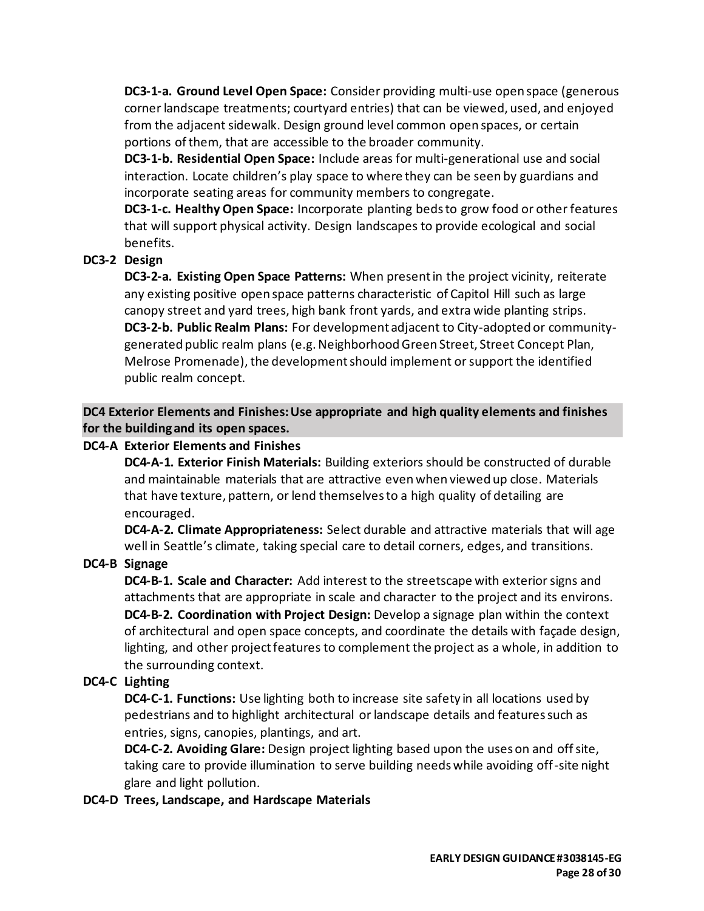**DC3-1-a. Ground Level Open Space:** Consider providing multi-use open space (generous corner landscape treatments; courtyard entries) that can be viewed, used, and enjoyed from the adjacent sidewalk. Design ground level common open spaces, or certain portions of them, that are accessible to the broader community.

**DC3-1-b. Residential Open Space:** Include areas for multi-generational use and social interaction. Locate children's play space to where they can be seen by guardians and incorporate seating areas for community members to congregate.

**DC3-1-c. Healthy Open Space:** Incorporate planting beds to grow food or other features that will support physical activity. Design landscapes to provide ecological and social benefits.

**DC3-2 Design**

**DC3-2-a. Existing Open Space Patterns:** When present in the project vicinity, reiterate any existing positive open space patterns characteristic of Capitol Hill such as large canopy street and yard trees, high bank front yards, and extra wide planting strips.

**DC3-2-b. Public Realm Plans:** For development adjacent to City-adopted or community-generated public realm plans (e.g. Neighborhood Green Street, Street Concept Plan, Melrose Promenade), the development should implement or support the identified public realm concept.

**DC4 Exterior Elements and Finishes: Use appropriate and high quality elements and finishes for the building and its open spaces.**

**DC4-A Exterior Elements and Finishes**

**DC4-A-1. Exterior Finish Materials:** Building exteriors should be constructed of durable and maintainable materials that are attractive even when viewed up close. Materials that have texture, pattern, or lend themselves to a high quality of detailing are encouraged.

**DC4-A-2. Climate Appropriateness:** Select durable and attractive materials that will age well in Seattle's climate, taking special care to detail corners, edges, and transitions.

**DC4-B Signage**

**DC4-B-1. Scale and Character:** Add interest to the streetscape with exterior signs and attachments that are appropriate in scale and character to the project and its environs.

**DC4-B-2. Coordination with Project Design:** Develop a signage plan within the context of architectural and open space concepts, and coordinate the details with façade design, lighting, and other project features to complement the project as a whole, in addition to the surrounding context.

**DC4-C Lighting**

**DC4-C-1. Functions:** Use lighting both to increase site safety in all locations used by pedestrians and to highlight architectural or landscape details and features such as entries, signs, canopies, plantings, and art.

**DC4-C-2. Avoiding Glare:** Design project lighting based upon the uses on and off site, taking care to provide illumination to serve building needs while avoiding off-site night glare and light pollution.

**DC4-D Trees, Landscape, and Hardscape Materials**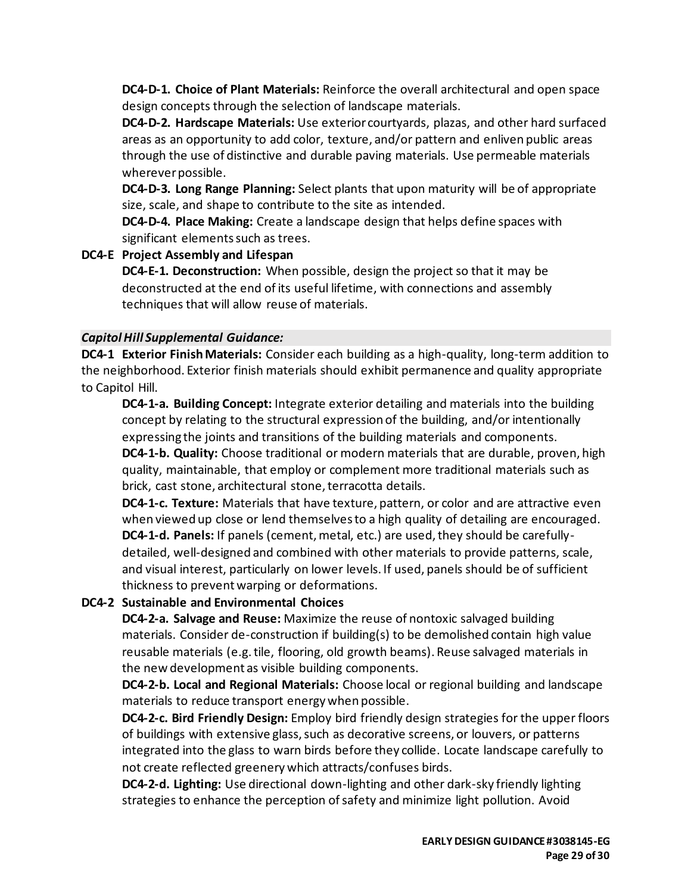**DC4-D-1. Choice of Plant Materials:** Reinforce the overall architectural and open space design concepts through the selection of landscape materials.

**DC4-D-2. Hardscape Materials:** Use exterior courtyards, plazas, and other hard surfaced areas as an opportunity to add color, texture, and/or pattern and enliven public areas through the use of distinctive and durable paving materials. Use permeable materials wherever possible.

**DC4-D-3. Long Range Planning:** Select plants that upon maturity will be of appropriate size, scale, and shape to contribute to the site as intended.

**DC4-D-4. Place Making:** Create a landscape design that helps define spaces with significant elements such as trees.

**DC4-E Project Assembly and Lifespan**

**DC4-E-1. Deconstruction:** When possible, design the project so that it may be deconstructed at the end of its useful lifetime, with connections and assembly techniques that will allow reuse of materials.

***Capitol Hill Supplemental Guidance:***

**DC4-1 Exterior Finish Materials:** Consider each building as a high-quality, long-term addition to the neighborhood. Exterior finish materials should exhibit permanence and quality appropriate to Capitol Hill.

**DC4-1-a. Building Concept:** Integrate exterior detailing and materials into the building concept by relating to the structural expression of the building, and/or intentionally expressing the joints and transitions of the building materials and components.

**DC4-1-b. Quality:** Choose traditional or modern materials that are durable, proven, high quality, maintainable, that employ or complement more traditional materials such as brick, cast stone, architectural stone, terracotta details.

**DC4-1-c. Texture:** Materials that have texture, pattern, or color and are attractive even when viewed up close or lend themselves to a high quality of detailing are encouraged.

**DC4-1-d. Panels:** If panels (cement, metal, etc.) are used, they should be carefully-detailed, well-designed and combined with other materials to provide patterns, scale, and visual interest, particularly on lower levels. If used, panels should be of sufficient thickness to prevent warping or deformations.

**DC4-2 Sustainable and Environmental Choices**

**DC4-2-a. Salvage and Reuse:** Maximize the reuse of nontoxic salvaged building materials. Consider de-construction if building(s) to be demolished contain high value reusable materials (e.g. tile, flooring, old growth beams). Reuse salvaged materials in the new development as visible building components.

**DC4-2-b. Local and Regional Materials:** Choose local or regional building and landscape materials to reduce transport energy when possible.

**DC4-2-c. Bird Friendly Design:** Employ bird friendly design strategies for the upper floors of buildings with extensive glass, such as decorative screens, or louvers, or patterns integrated into the glass to warn birds before they collide. Locate landscape carefully to not create reflected greenery which attracts/confuses birds.

**DC4-2-d. Lighting:** Use directional down-lighting and other dark-sky friendly lighting strategies to enhance the perception of safety and minimize light pollution. Avoid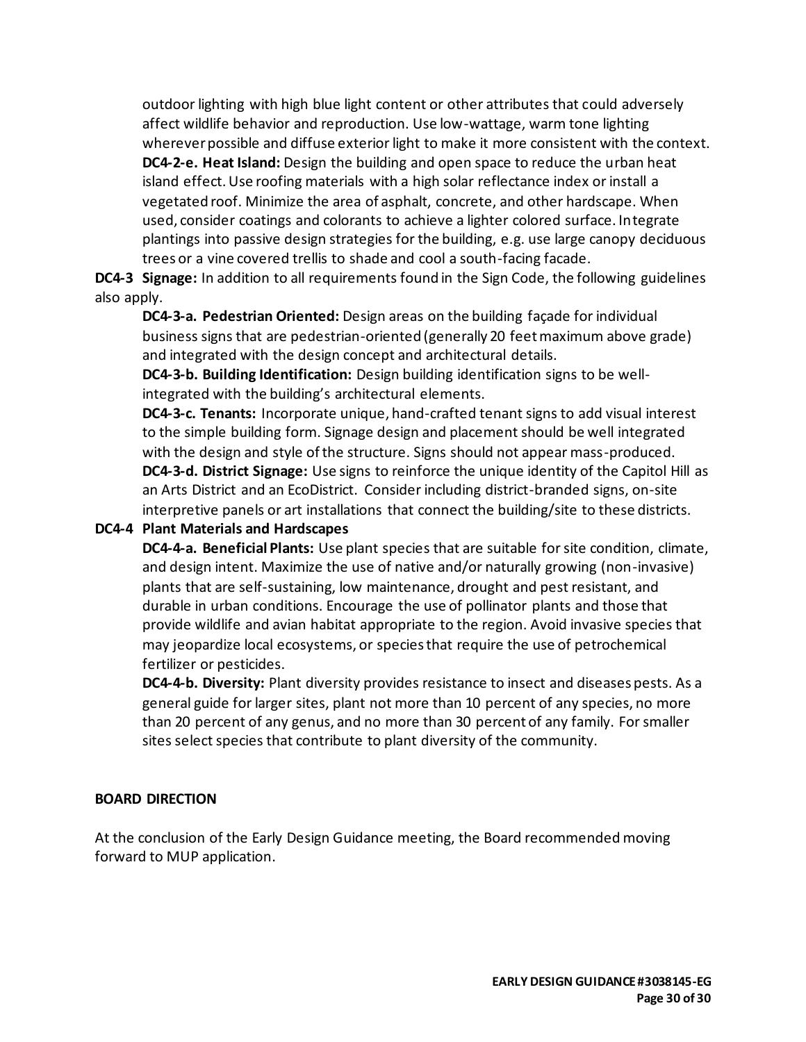outdoor lighting with high blue light content or other attributes that could adversely affect wildlife behavior and reproduction. Use low-wattage, warm tone lighting wherever possible and diffuse exterior light to make it more consistent with the context.

**DC4-2-e. Heat Island:** Design the building and open space to reduce the urban heat island effect. Use roofing materials with a high solar reflectance index or install a vegetated roof. Minimize the area of asphalt, concrete, and other hardscape. When used, consider coatings and colorants to achieve a lighter colored surface. Integrate plantings into passive design strategies for the building, e.g. use large canopy deciduous trees or a vine covered trellis to shade and cool a south-facing facade.

**DC4-3 Signage:** In addition to all requirements found in the Sign Code, the following guidelines also apply.

**DC4-3-a. Pedestrian Oriented:** Design areas on the building façade for individual business signs that are pedestrian-oriented (generally 20 feet maximum above grade) and integrated with the design concept and architectural details.

**DC4-3-b. Building Identification:** Design building identification signs to be well-integrated with the building's architectural elements.

**DC4-3-c. Tenants:** Incorporate unique, hand-crafted tenant signs to add visual interest to the simple building form. Signage design and placement should be well integrated with the design and style of the structure. Signs should not appear mass-produced.

**DC4-3-d. District Signage:** Use signs to reinforce the unique identity of the Capitol Hill as an Arts District and an EcoDistrict. Consider including district-branded signs, on-site interpretive panels or art installations that connect the building/site to these districts.

**DC4-4 Plant Materials and Hardscapes**

**DC4-4-a. Beneficial Plants:** Use plant species that are suitable for site condition, climate, and design intent. Maximize the use of native and/or naturally growing (non-invasive) plants that are self-sustaining, low maintenance, drought and pest resistant, and durable in urban conditions. Encourage the use of pollinator plants and those that provide wildlife and avian habitat appropriate to the region. Avoid invasive species that may jeopardize local ecosystems, or species that require the use of petrochemical fertilizer or pesticides.

**DC4-4-b. Diversity:** Plant diversity provides resistance to insect and diseases pests. As a general guide for larger sites, plant not more than 10 percent of any species, no more than 20 percent of any genus, and no more than 30 percent of any family. For smaller sites select species that contribute to plant diversity of the community.

**BOARD DIRECTION**

At the conclusion of the Early Design Guidance meeting, the Board recommended moving forward to MUP application.